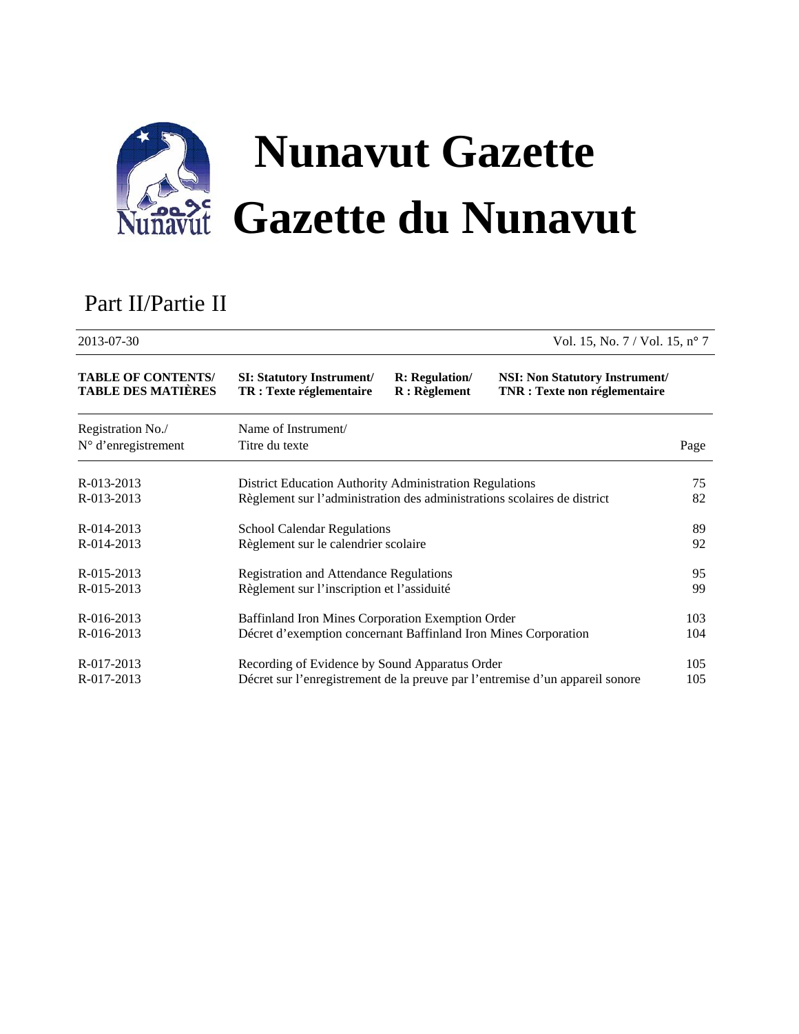# Nunavut Gazette

# Gazette du Nunavut

## Part II/Partie II

2013-07-30 Vol. 15, No. 7 / Vol. 15, n° 7

| **TABLE OF CONTENTS/ TABLE DES MATIÈRES** | **SI: Statutory Instrument/ TR : Texte réglementaire** | **R: Regulation/ R : Règlement** | **NSI: Non Statutory Instrument/ TNR : Texte non réglementaire** |
|---|---|---|---|

| Registration No./ N° d'enregistrement | Name of Instrument/ Titre du texte | Page |
|---|---|---|
| R-013-2013 | District Education Authority Administration Regulations | 75 |
| R-013-2013 | Règlement sur l'administration des administrations scolaires de district | 82 |
| R-014-2013 | School Calendar Regulations | 89 |
| R-014-2013 | Règlement sur le calendrier scolaire | 92 |
| R-015-2013 | Registration and Attendance Regulations | 95 |
| R-015-2013 | Règlement sur l'inscription et l'assiduité | 99 |
| R-016-2013 | Baffinland Iron Mines Corporation Exemption Order | 103 |
| R-016-2013 | Décret d'exemption concernant Baffinland Iron Mines Corporation | 104 |
| R-017-2013 | Recording of Evidence by Sound Apparatus Order | 105 |
| R-017-2013 | Décret sur l'enregistrement de la preuve par l'entremise d'un appareil sonore | 105 |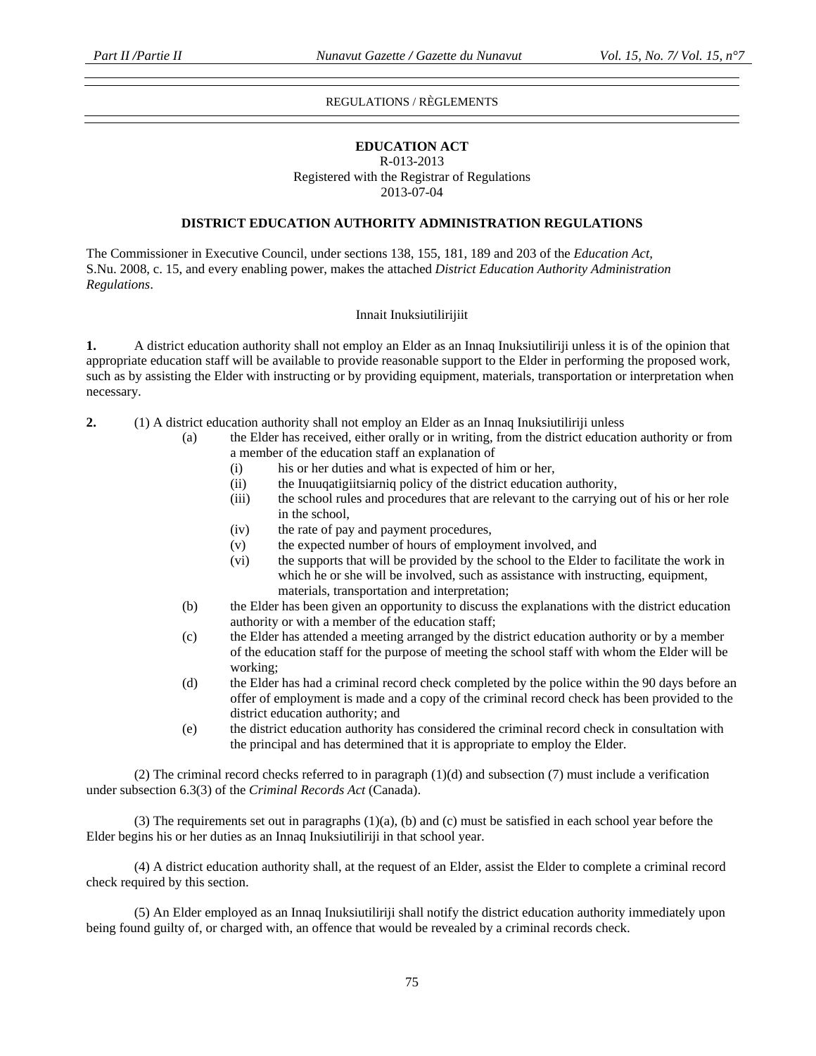REGULATIONS / RÈGLEMENTS

## EDUCATION ACT

R-013-2013
Registered with the Registrar of Regulations
2013-07-04

### DISTRICT EDUCATION AUTHORITY ADMINISTRATION REGULATIONS

The Commissioner in Executive Council, under sections 138, 155, 181, 189 and 203 of the *Education Act*, S.Nu. 2008, c. 15, and every enabling power, makes the attached *District Education Authority Administration Regulations*.

Innait Inuksiutilirijiit

**1.** A district education authority shall not employ an Elder as an Innaq Inuksiutiliriji unless it is of the opinion that appropriate education staff will be available to provide reasonable support to the Elder in performing the proposed work, such as by assisting the Elder with instructing or by providing equipment, materials, transportation or interpretation when necessary.

**2.** (1) A district education authority shall not employ an Elder as an Innaq Inuksiutiliriji unless

- (a) the Elder has received, either orally or in writing, from the district education authority or from a member of the education staff an explanation of
  - (i) his or her duties and what is expected of him or her,
  - (ii) the Inuuqatigiitsiarniq policy of the district education authority,
  - (iii) the school rules and procedures that are relevant to the carrying out of his or her role in the school,
  - (iv) the rate of pay and payment procedures,
  - (v) the expected number of hours of employment involved, and
  - (vi) the supports that will be provided by the school to the Elder to facilitate the work in which he or she will be involved, such as assistance with instructing, equipment, materials, transportation and interpretation;
- (b) the Elder has been given an opportunity to discuss the explanations with the district education authority or with a member of the education staff;
- (c) the Elder has attended a meeting arranged by the district education authority or by a member of the education staff for the purpose of meeting the school staff with whom the Elder will be working;
- (d) the Elder has had a criminal record check completed by the police within the 90 days before an offer of employment is made and a copy of the criminal record check has been provided to the district education authority; and
- (e) the district education authority has considered the criminal record check in consultation with the principal and has determined that it is appropriate to employ the Elder.

(2) The criminal record checks referred to in paragraph (1)(d) and subsection (7) must include a verification under subsection 6.3(3) of the *Criminal Records Act* (Canada).

(3) The requirements set out in paragraphs (1)(a), (b) and (c) must be satisfied in each school year before the Elder begins his or her duties as an Innaq Inuksiutiliriji in that school year.

(4) A district education authority shall, at the request of an Elder, assist the Elder to complete a criminal record check required by this section.

(5) An Elder employed as an Innaq Inuksiutiliriji shall notify the district education authority immediately upon being found guilty of, or charged with, an offence that would be revealed by a criminal records check.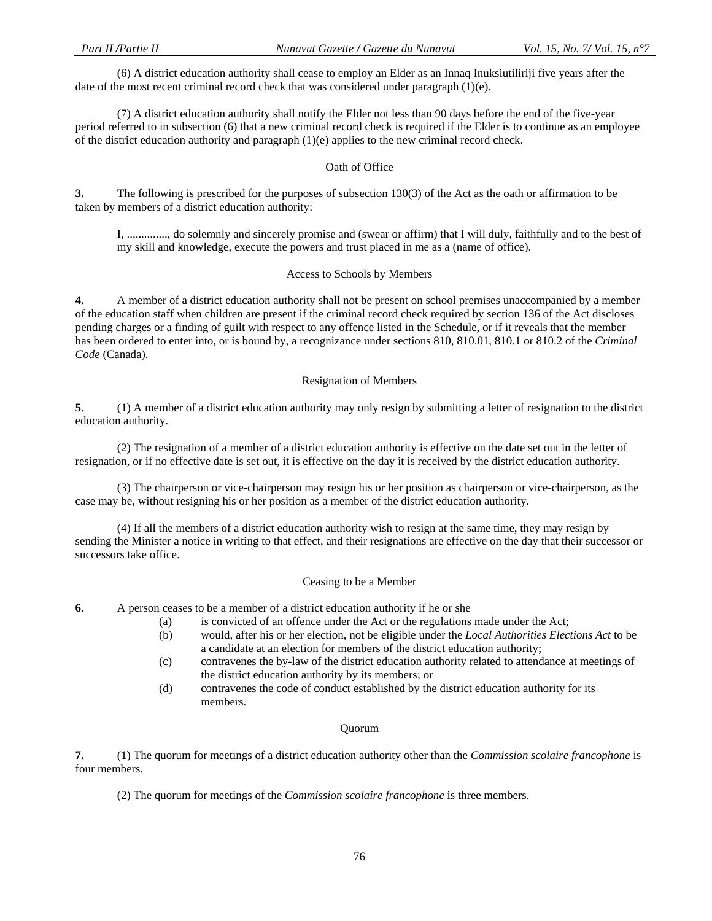(6) A district education authority shall cease to employ an Elder as an Innaq Inuksiutiliriji five years after the date of the most recent criminal record check that was considered under paragraph (1)(e).

(7) A district education authority shall notify the Elder not less than 90 days before the end of the five-year period referred to in subsection (6) that a new criminal record check is required if the Elder is to continue as an employee of the district education authority and paragraph (1)(e) applies to the new criminal record check.

### Oath of Office

**3.** The following is prescribed for the purposes of subsection 130(3) of the Act as the oath or affirmation to be taken by members of a district education authority:

> I, .............., do solemnly and sincerely promise and (swear or affirm) that I will duly, faithfully and to the best of my skill and knowledge, execute the powers and trust placed in me as a (name of office).

### Access to Schools by Members

**4.** A member of a district education authority shall not be present on school premises unaccompanied by a member of the education staff when children are present if the criminal record check required by section 136 of the Act discloses pending charges or a finding of guilt with respect to any offence listed in the Schedule, or if it reveals that the member has been ordered to enter into, or is bound by, a recognizance under sections 810, 810.01, 810.1 or 810.2 of the *Criminal Code* (Canada).

### Resignation of Members

**5.** (1) A member of a district education authority may only resign by submitting a letter of resignation to the district education authority.

(2) The resignation of a member of a district education authority is effective on the date set out in the letter of resignation, or if no effective date is set out, it is effective on the day it is received by the district education authority.

(3) The chairperson or vice-chairperson may resign his or her position as chairperson or vice-chairperson, as the case may be, without resigning his or her position as a member of the district education authority.

(4) If all the members of a district education authority wish to resign at the same time, they may resign by sending the Minister a notice in writing to that effect, and their resignations are effective on the day that their successor or successors take office.

### Ceasing to be a Member

**6.** A person ceases to be a member of a district education authority if he or she

- (a) is convicted of an offence under the Act or the regulations made under the Act;
- (b) would, after his or her election, not be eligible under the *Local Authorities Elections Act* to be a candidate at an election for members of the district education authority;
- (c) contravenes the by-law of the district education authority related to attendance at meetings of the district education authority by its members; or
- (d) contravenes the code of conduct established by the district education authority for its members.

### Quorum

**7.** (1) The quorum for meetings of a district education authority other than the *Commission scolaire francophone* is four members.

(2) The quorum for meetings of the *Commission scolaire francophone* is three members.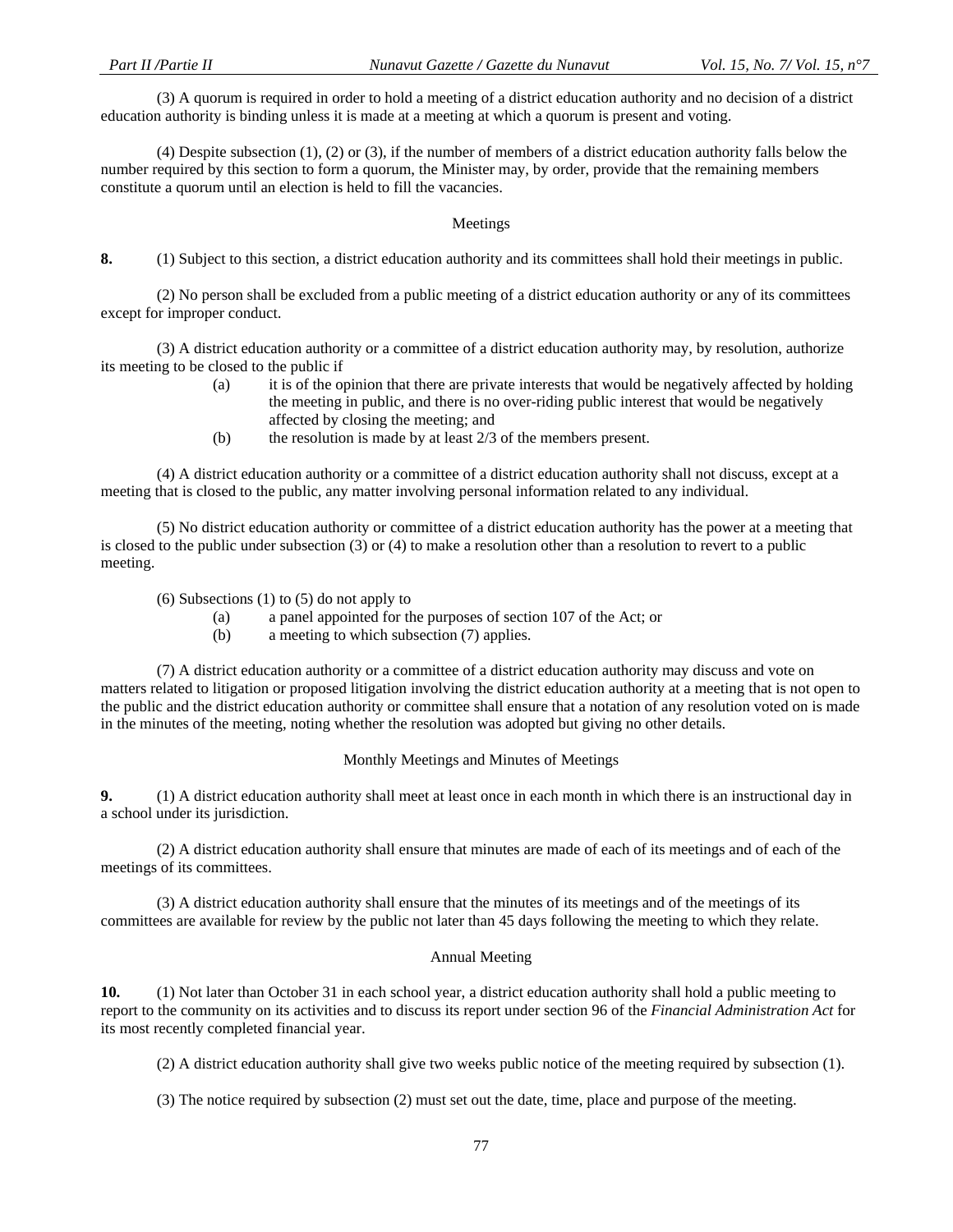(3) A quorum is required in order to hold a meeting of a district education authority and no decision of a district education authority is binding unless it is made at a meeting at which a quorum is present and voting.

(4) Despite subsection (1), (2) or (3), if the number of members of a district education authority falls below the number required by this section to form a quorum, the Minister may, by order, provide that the remaining members constitute a quorum until an election is held to fill the vacancies.

### Meetings

**8.** (1) Subject to this section, a district education authority and its committees shall hold their meetings in public.

(2) No person shall be excluded from a public meeting of a district education authority or any of its committees except for improper conduct.

(3) A district education authority or a committee of a district education authority may, by resolution, authorize its meeting to be closed to the public if

- (a) it is of the opinion that there are private interests that would be negatively affected by holding the meeting in public, and there is no over-riding public interest that would be negatively affected by closing the meeting; and
- (b) the resolution is made by at least 2/3 of the members present.

(4) A district education authority or a committee of a district education authority shall not discuss, except at a meeting that is closed to the public, any matter involving personal information related to any individual.

(5) No district education authority or committee of a district education authority has the power at a meeting that is closed to the public under subsection (3) or (4) to make a resolution other than a resolution to revert to a public meeting.

(6) Subsections (1) to (5) do not apply to

- (a) a panel appointed for the purposes of section 107 of the Act; or
- (b) a meeting to which subsection (7) applies.

(7) A district education authority or a committee of a district education authority may discuss and vote on matters related to litigation or proposed litigation involving the district education authority at a meeting that is not open to the public and the district education authority or committee shall ensure that a notation of any resolution voted on is made in the minutes of the meeting, noting whether the resolution was adopted but giving no other details.

### Monthly Meetings and Minutes of Meetings

**9.** (1) A district education authority shall meet at least once in each month in which there is an instructional day in a school under its jurisdiction.

(2) A district education authority shall ensure that minutes are made of each of its meetings and of each of the meetings of its committees.

(3) A district education authority shall ensure that the minutes of its meetings and of the meetings of its committees are available for review by the public not later than 45 days following the meeting to which they relate.

### Annual Meeting

**10.** (1) Not later than October 31 in each school year, a district education authority shall hold a public meeting to report to the community on its activities and to discuss its report under section 96 of the *Financial Administration Act* for its most recently completed financial year.

(2) A district education authority shall give two weeks public notice of the meeting required by subsection (1).

(3) The notice required by subsection (2) must set out the date, time, place and purpose of the meeting.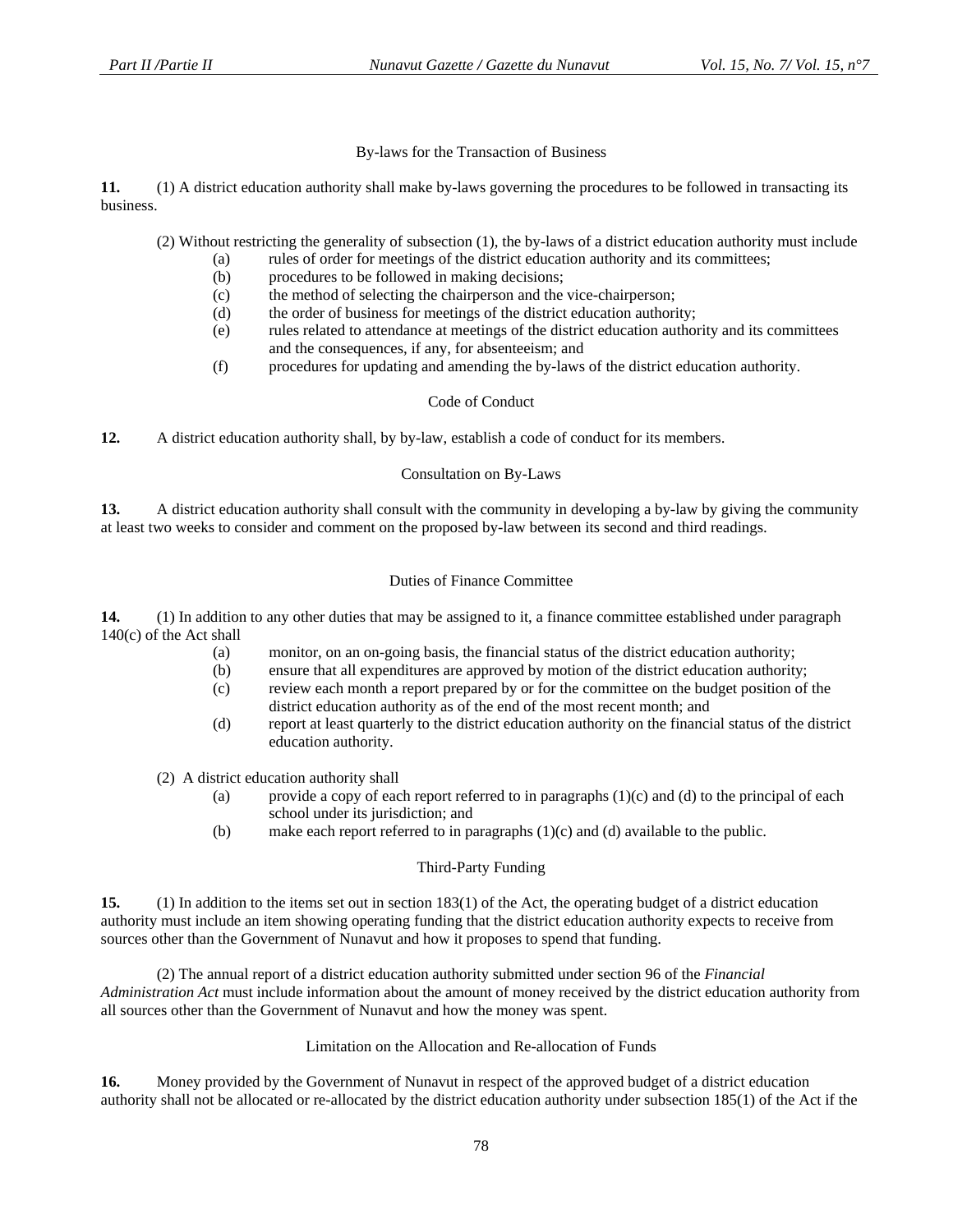### By-laws for the Transaction of Business

**11.** (1) A district education authority shall make by-laws governing the procedures to be followed in transacting its business.

(2) Without restricting the generality of subsection (1), the by-laws of a district education authority must include

(a) rules of order for meetings of the district education authority and its committees;

(b) procedures to be followed in making decisions;

(c) the method of selecting the chairperson and the vice-chairperson;

(d) the order of business for meetings of the district education authority;

(e) rules related to attendance at meetings of the district education authority and its committees and the consequences, if any, for absenteeism; and

(f) procedures for updating and amending the by-laws of the district education authority.

### Code of Conduct

**12.** A district education authority shall, by by-law, establish a code of conduct for its members.

### Consultation on By-Laws

**13.** A district education authority shall consult with the community in developing a by-law by giving the community at least two weeks to consider and comment on the proposed by-law between its second and third readings.

### Duties of Finance Committee

**14.** (1) In addition to any other duties that may be assigned to it, a finance committee established under paragraph 140(c) of the Act shall

(a) monitor, on an on-going basis, the financial status of the district education authority;

(b) ensure that all expenditures are approved by motion of the district education authority;

(c) review each month a report prepared by or for the committee on the budget position of the district education authority as of the end of the most recent month; and

(d) report at least quarterly to the district education authority on the financial status of the district education authority.

(2) A district education authority shall

(a) provide a copy of each report referred to in paragraphs (1)(c) and (d) to the principal of each school under its jurisdiction; and

(b) make each report referred to in paragraphs (1)(c) and (d) available to the public.

### Third-Party Funding

**15.** (1) In addition to the items set out in section 183(1) of the Act, the operating budget of a district education authority must include an item showing operating funding that the district education authority expects to receive from sources other than the Government of Nunavut and how it proposes to spend that funding.

(2) The annual report of a district education authority submitted under section 96 of the *Financial Administration Act* must include information about the amount of money received by the district education authority from all sources other than the Government of Nunavut and how the money was spent.

### Limitation on the Allocation and Re-allocation of Funds

**16.** Money provided by the Government of Nunavut in respect of the approved budget of a district education authority shall not be allocated or re-allocated by the district education authority under subsection 185(1) of the Act if the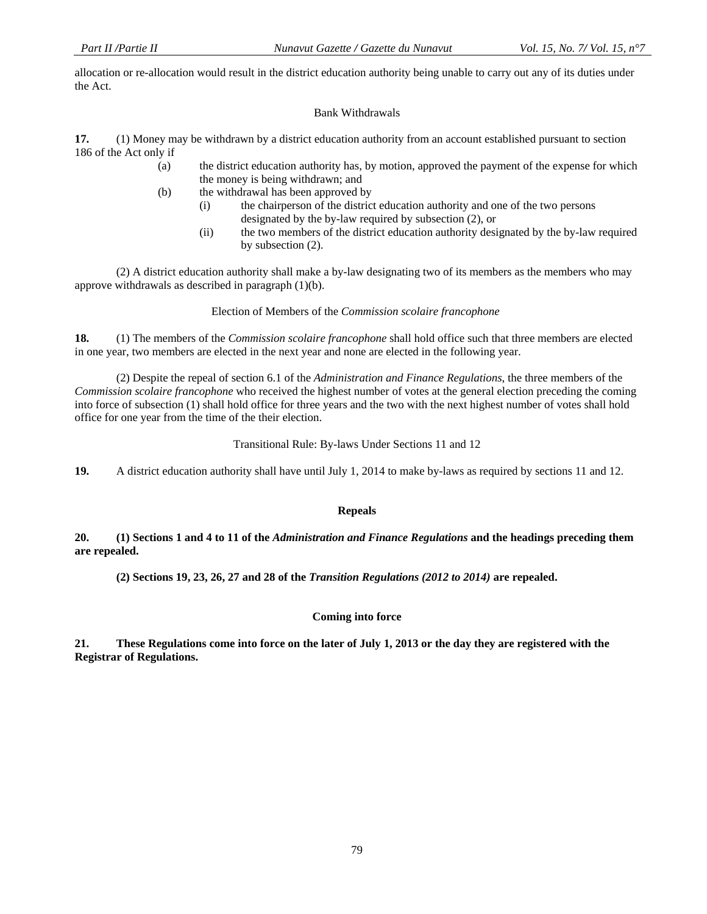allocation or re-allocation would result in the district education authority being unable to carry out any of its duties under the Act.

Bank Withdrawals

**17.** (1) Money may be withdrawn by a district education authority from an account established pursuant to section 186 of the Act only if

- (a) the district education authority has, by motion, approved the payment of the expense for which the money is being withdrawn; and
- (b) the withdrawal has been approved by
  - (i) the chairperson of the district education authority and one of the two persons designated by the by-law required by subsection (2), or
  - (ii) the two members of the district education authority designated by the by-law required by subsection (2).

(2) A district education authority shall make a by-law designating two of its members as the members who may approve withdrawals as described in paragraph (1)(b).

Election of Members of the *Commission scolaire francophone*

**18.** (1) The members of the *Commission scolaire francophone* shall hold office such that three members are elected in one year, two members are elected in the next year and none are elected in the following year.

(2) Despite the repeal of section 6.1 of the *Administration and Finance Regulations*, the three members of the *Commission scolaire francophone* who received the highest number of votes at the general election preceding the coming into force of subsection (1) shall hold office for three years and the two with the next highest number of votes shall hold office for one year from the time of the their election.

Transitional Rule: By-laws Under Sections 11 and 12

**19.** A district education authority shall have until July 1, 2014 to make by-laws as required by sections 11 and 12.

## Repeals

**20. (1) Sections 1 and 4 to 11 of the *Administration and Finance Regulations* and the headings preceding them are repealed.**

**(2) Sections 19, 23, 26, 27 and 28 of the *Transition Regulations (2012 to 2014)* are repealed.**

## Coming into force

**21. These Regulations come into force on the later of July 1, 2013 or the day they are registered with the Registrar of Regulations.**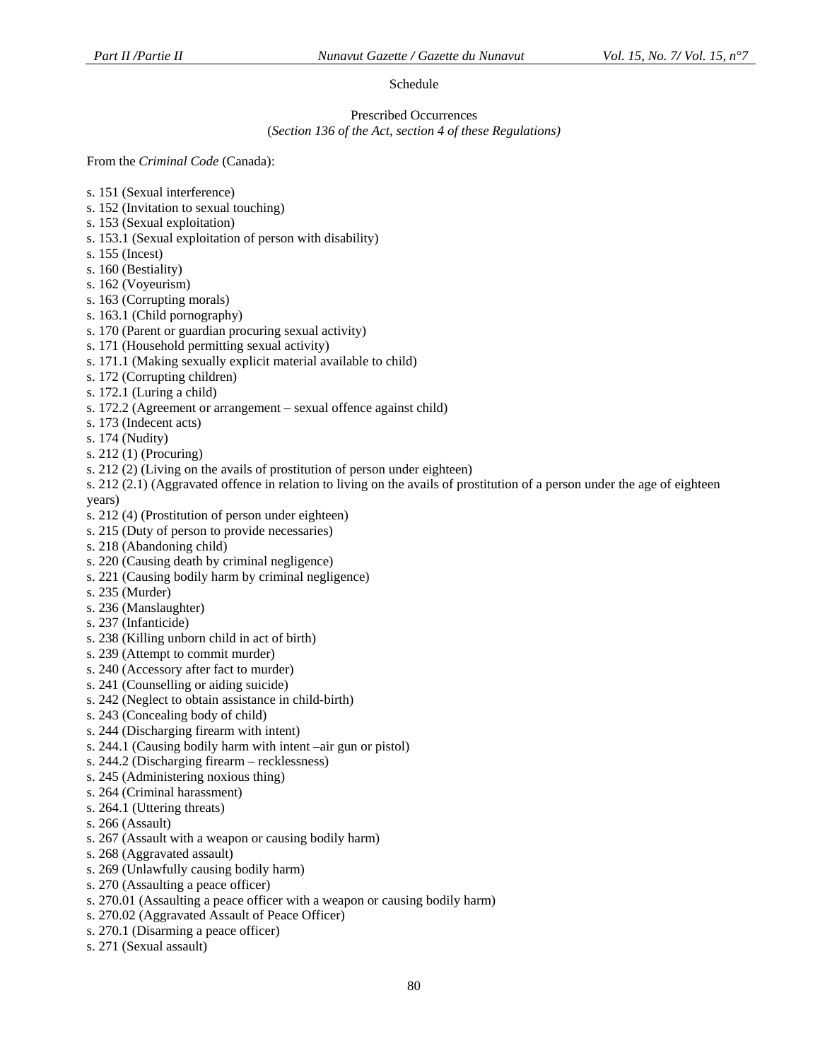Schedule

Prescribed Occurrences
(*Section 136 of the Act, section 4 of these Regulations)*

From the *Criminal Code* (Canada):

s. 151 (Sexual interference)
s. 152 (Invitation to sexual touching)
s. 153 (Sexual exploitation)
s. 153.1 (Sexual exploitation of person with disability)
s. 155 (Incest)
s. 160 (Bestiality)
s. 162 (Voyeurism)
s. 163 (Corrupting morals)
s. 163.1 (Child pornography)
s. 170 (Parent or guardian procuring sexual activity)
s. 171 (Household permitting sexual activity)
s. 171.1 (Making sexually explicit material available to child)
s. 172 (Corrupting children)
s. 172.1 (Luring a child)
s. 172.2 (Agreement or arrangement – sexual offence against child)
s. 173 (Indecent acts)
s. 174 (Nudity)
s. 212 (1) (Procuring)
s. 212 (2) (Living on the avails of prostitution of person under eighteen)
s. 212 (2.1) (Aggravated offence in relation to living on the avails of prostitution of a person under the age of eighteen years)
s. 212 (4) (Prostitution of person under eighteen)
s. 215 (Duty of person to provide necessaries)
s. 218 (Abandoning child)
s. 220 (Causing death by criminal negligence)
s. 221 (Causing bodily harm by criminal negligence)
s. 235 (Murder)
s. 236 (Manslaughter)
s. 237 (Infanticide)
s. 238 (Killing unborn child in act of birth)
s. 239 (Attempt to commit murder)
s. 240 (Accessory after fact to murder)
s. 241 (Counselling or aiding suicide)
s. 242 (Neglect to obtain assistance in child-birth)
s. 243 (Concealing body of child)
s. 244 (Discharging firearm with intent)
s. 244.1 (Causing bodily harm with intent –air gun or pistol)
s. 244.2 (Discharging firearm – recklessness)
s. 245 (Administering noxious thing)
s. 264 (Criminal harassment)
s. 264.1 (Uttering threats)
s. 266 (Assault)
s. 267 (Assault with a weapon or causing bodily harm)
s. 268 (Aggravated assault)
s. 269 (Unlawfully causing bodily harm)
s. 270 (Assaulting a peace officer)
s. 270.01 (Assaulting a peace officer with a weapon or causing bodily harm)
s. 270.02 (Aggravated Assault of Peace Officer)
s. 270.1 (Disarming a peace officer)
s. 271 (Sexual assault)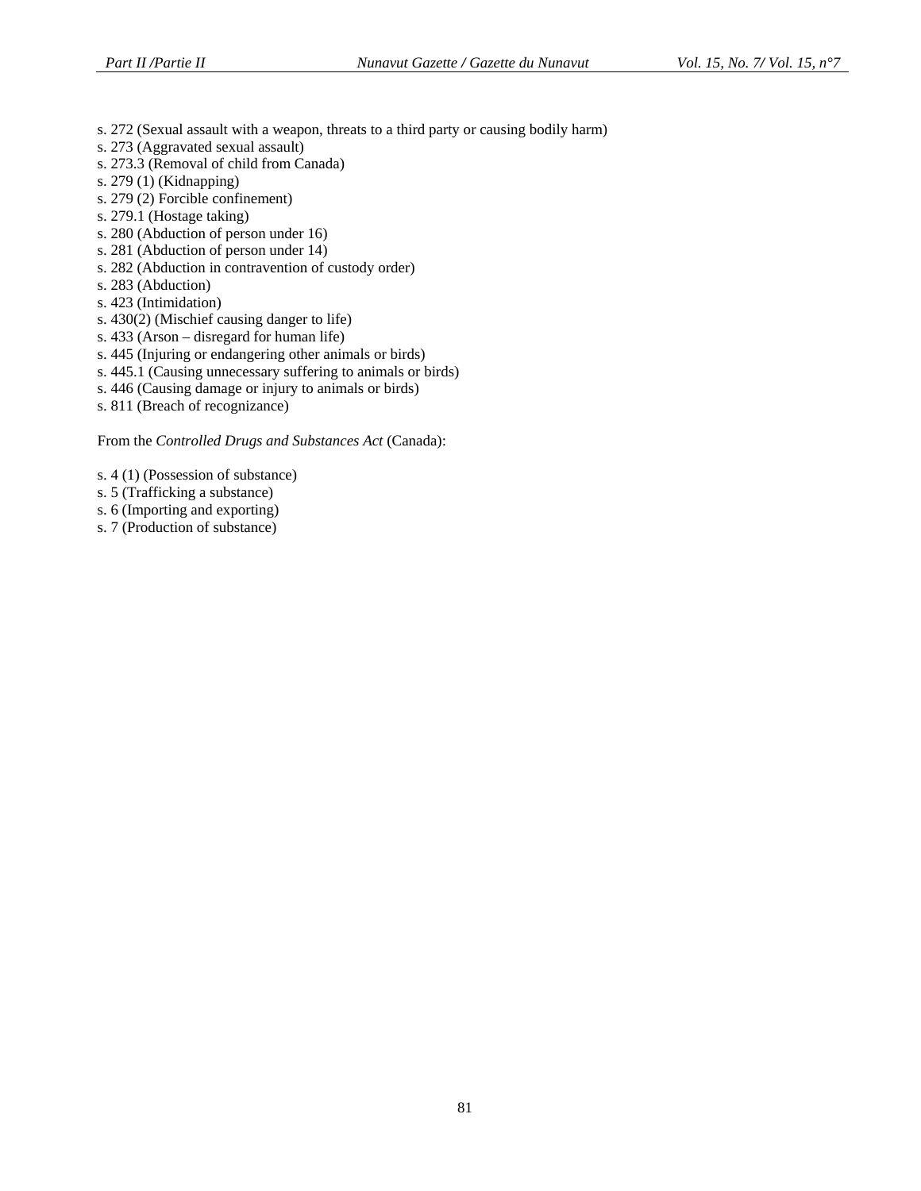s. 272 (Sexual assault with a weapon, threats to a third party or causing bodily harm)
s. 273 (Aggravated sexual assault)
s. 273.3 (Removal of child from Canada)
s. 279 (1) (Kidnapping)
s. 279 (2) Forcible confinement)
s. 279.1 (Hostage taking)
s. 280 (Abduction of person under 16)
s. 281 (Abduction of person under 14)
s. 282 (Abduction in contravention of custody order)
s. 283 (Abduction)
s. 423 (Intimidation)
s. 430(2) (Mischief causing danger to life)
s. 433 (Arson – disregard for human life)
s. 445 (Injuring or endangering other animals or birds)
s. 445.1 (Causing unnecessary suffering to animals or birds)
s. 446 (Causing damage or injury to animals or birds)
s. 811 (Breach of recognizance)

From the *Controlled Drugs and Substances Act* (Canada):

s. 4 (1) (Possession of substance)
s. 5 (Trafficking a substance)
s. 6 (Importing and exporting)
s. 7 (Production of substance)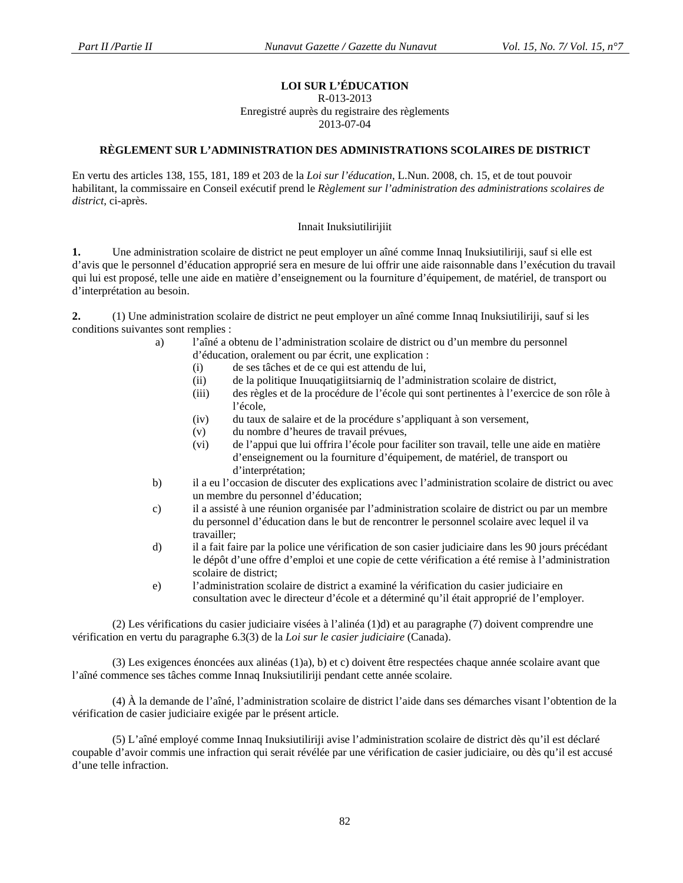**LOI SUR L'ÉDUCATION**
R-013-2013
Enregistré auprès du registraire des règlements
2013-07-04

**RÈGLEMENT SUR L'ADMINISTRATION DES ADMINISTRATIONS SCOLAIRES DE DISTRICT**

En vertu des articles 138, 155, 181, 189 et 203 de la *Loi sur l'éducation*, L.Nun. 2008, ch. 15, et de tout pouvoir habilitant, la commissaire en Conseil exécutif prend le *Règlement sur l'administration des administrations scolaires de district*, ci-après.

Innait Inuksiutilirijiit

**1.** Une administration scolaire de district ne peut employer un aîné comme Innaq Inuksiutiliriji, sauf si elle est d'avis que le personnel d'éducation approprié sera en mesure de lui offrir une aide raisonnable dans l'exécution du travail qui lui est proposé, telle une aide en matière d'enseignement ou la fourniture d'équipement, de matériel, de transport ou d'interprétation au besoin.

**2.** (1) Une administration scolaire de district ne peut employer un aîné comme Innaq Inuksiutiliriji, sauf si les conditions suivantes sont remplies :

- a) l'aîné a obtenu de l'administration scolaire de district ou d'un membre du personnel d'éducation, oralement ou par écrit, une explication :
  - (i) de ses tâches et de ce qui est attendu de lui,
  - (ii) de la politique Inuuqatigiitsiarniq de l'administration scolaire de district,
  - (iii) des règles et de la procédure de l'école qui sont pertinentes à l'exercice de son rôle à l'école,
  - (iv) du taux de salaire et de la procédure s'appliquant à son versement,
  - (v) du nombre d'heures de travail prévues,
  - (vi) de l'appui que lui offrira l'école pour faciliter son travail, telle une aide en matière d'enseignement ou la fourniture d'équipement, de matériel, de transport ou d'interprétation;
- b) il a eu l'occasion de discuter des explications avec l'administration scolaire de district ou avec un membre du personnel d'éducation;
- c) il a assisté à une réunion organisée par l'administration scolaire de district ou par un membre du personnel d'éducation dans le but de rencontrer le personnel scolaire avec lequel il va travailler;
- d) il a fait faire par la police une vérification de son casier judiciaire dans les 90 jours précédant le dépôt d'une offre d'emploi et une copie de cette vérification a été remise à l'administration scolaire de district;
- e) l'administration scolaire de district a examiné la vérification du casier judiciaire en consultation avec le directeur d'école et a déterminé qu'il était approprié de l'employer.

(2) Les vérifications du casier judiciaire visées à l'alinéa (1)d) et au paragraphe (7) doivent comprendre une vérification en vertu du paragraphe 6.3(3) de la *Loi sur le casier judiciaire* (Canada).

(3) Les exigences énoncées aux alinéas (1)a), b) et c) doivent être respectées chaque année scolaire avant que l'aîné commence ses tâches comme Innaq Inuksiutiliriji pendant cette année scolaire.

(4) À la demande de l'aîné, l'administration scolaire de district l'aide dans ses démarches visant l'obtention de la vérification de casier judiciaire exigée par le présent article.

(5) L'aîné employé comme Innaq Inuksiutiliriji avise l'administration scolaire de district dès qu'il est déclaré coupable d'avoir commis une infraction qui serait révélée par une vérification de casier judiciaire, ou dès qu'il est accusé d'une telle infraction.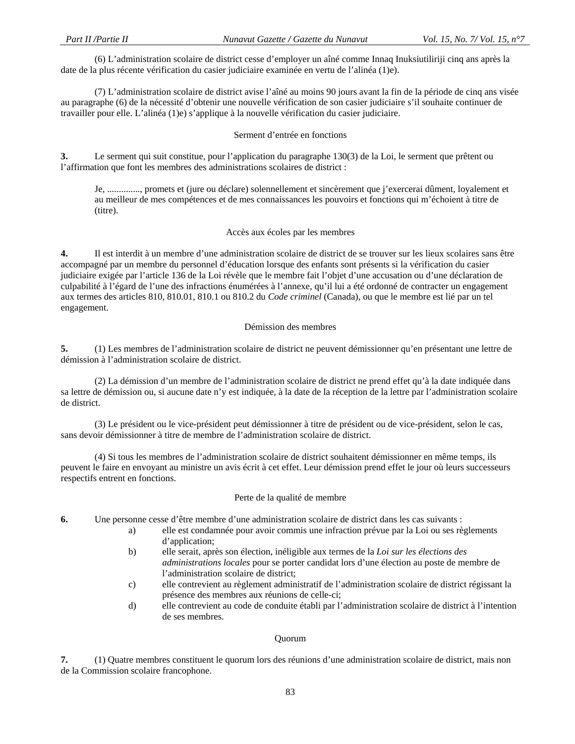(6) L'administration scolaire de district cesse d'employer un aîné comme Innaq Inuksiutiliriji cinq ans après la date de la plus récente vérification du casier judiciaire examinée en vertu de l'alinéa (1)e).

(7) L'administration scolaire de district avise l'aîné au moins 90 jours avant la fin de la période de cinq ans visée au paragraphe (6) de la nécessité d'obtenir une nouvelle vérification de son casier judiciaire s'il souhaite continuer de travailler pour elle. L'alinéa (1)e) s'applique à la nouvelle vérification du casier judiciaire.

Serment d'entrée en fonctions

**3.** Le serment qui suit constitue, pour l'application du paragraphe 130(3) de la Loi, le serment que prêtent ou l'affirmation que font les membres des administrations scolaires de district :

> Je, ............., promets et (jure ou déclare) solennellement et sincèrement que j'exercerai dûment, loyalement et au meilleur de mes compétences et de mes connaissances les pouvoirs et fonctions qui m'échoient à titre de (titre).

Accès aux écoles par les membres

**4.** Il est interdit à un membre d'une administration scolaire de district de se trouver sur les lieux scolaires sans être accompagné par un membre du personnel d'éducation lorsque des enfants sont présents si la vérification du casier judiciaire exigée par l'article 136 de la Loi révèle que le membre fait l'objet d'une accusation ou d'une déclaration de culpabilité à l'égard de l'une des infractions énumérées à l'annexe, qu'il lui a été ordonné de contracter un engagement aux termes des articles 810, 810.01, 810.1 ou 810.2 du *Code criminel* (Canada), ou que le membre est lié par un tel engagement.

Démission des membres

**5.** (1) Les membres de l'administration scolaire de district ne peuvent démissionner qu'en présentant une lettre de démission à l'administration scolaire de district.

(2) La démission d'un membre de l'administration scolaire de district ne prend effet qu'à la date indiquée dans sa lettre de démission ou, si aucune date n'y est indiquée, à la date de la réception de la lettre par l'administration scolaire de district.

(3) Le président ou le vice-président peut démissionner à titre de président ou de vice-président, selon le cas, sans devoir démissionner à titre de membre de l'administration scolaire de district.

(4) Si tous les membres de l'administration scolaire de district souhaitent démissionner en même temps, ils peuvent le faire en envoyant au ministre un avis écrit à cet effet. Leur démission prend effet le jour où leurs successeurs respectifs entrent en fonctions.

Perte de la qualité de membre

**6.** Une personne cesse d'être membre d'une administration scolaire de district dans les cas suivants :

a) elle est condamnée pour avoir commis une infraction prévue par la Loi ou ses règlements d'application;

b) elle serait, après son élection, inéligible aux termes de la *Loi sur les élections des administrations locales* pour se porter candidat lors d'une élection au poste de membre de l'administration scolaire de district;

c) elle contrevient au règlement administratif de l'administration scolaire de district régissant la présence des membres aux réunions de celle-ci;

d) elle contrevient au code de conduite établi par l'administration scolaire de district à l'intention de ses membres.

Quorum

**7.** (1) Quatre membres constituent le quorum lors des réunions d'une administration scolaire de district, mais non de la Commission scolaire francophone.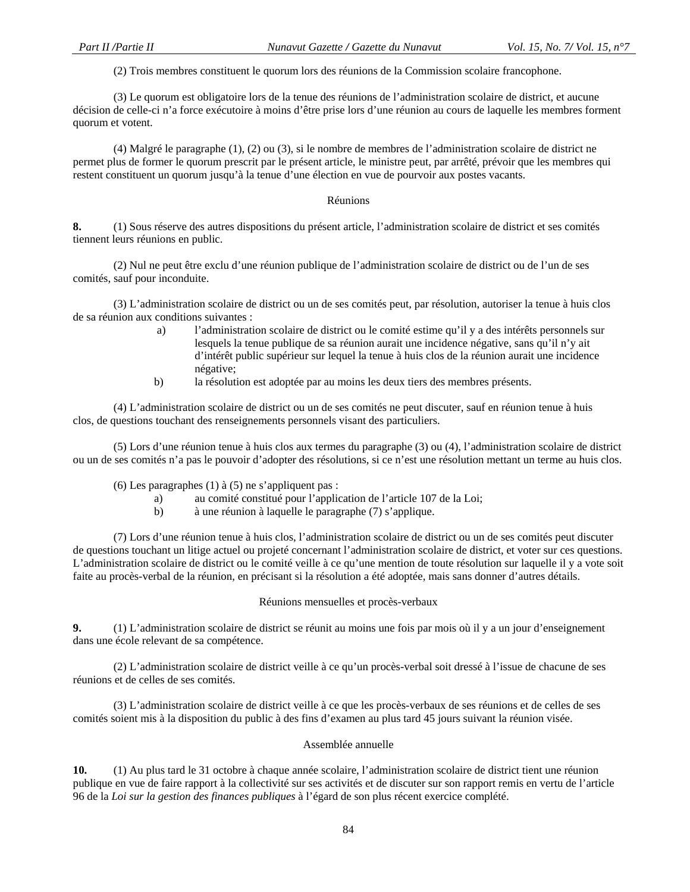(2) Trois membres constituent le quorum lors des réunions de la Commission scolaire francophone.

(3) Le quorum est obligatoire lors de la tenue des réunions de l'administration scolaire de district, et aucune décision de celle-ci n'a force exécutoire à moins d'être prise lors d'une réunion au cours de laquelle les membres forment quorum et votent.

(4) Malgré le paragraphe (1), (2) ou (3), si le nombre de membres de l'administration scolaire de district ne permet plus de former le quorum prescrit par le présent article, le ministre peut, par arrêté, prévoir que les membres qui restent constituent un quorum jusqu'à la tenue d'une élection en vue de pourvoir aux postes vacants.

Réunions

**8.** (1) Sous réserve des autres dispositions du présent article, l'administration scolaire de district et ses comités tiennent leurs réunions en public.

(2) Nul ne peut être exclu d'une réunion publique de l'administration scolaire de district ou de l'un de ses comités, sauf pour inconduite.

(3) L'administration scolaire de district ou un de ses comités peut, par résolution, autoriser la tenue à huis clos de sa réunion aux conditions suivantes :

a) l'administration scolaire de district ou le comité estime qu'il y a des intérêts personnels sur lesquels la tenue publique de sa réunion aurait une incidence négative, sans qu'il n'y ait d'intérêt public supérieur sur lequel la tenue à huis clos de la réunion aurait une incidence négative;

b) la résolution est adoptée par au moins les deux tiers des membres présents.

(4) L'administration scolaire de district ou un de ses comités ne peut discuter, sauf en réunion tenue à huis clos, de questions touchant des renseignements personnels visant des particuliers.

(5) Lors d'une réunion tenue à huis clos aux termes du paragraphe (3) ou (4), l'administration scolaire de district ou un de ses comités n'a pas le pouvoir d'adopter des résolutions, si ce n'est une résolution mettant un terme au huis clos.

(6) Les paragraphes (1) à (5) ne s'appliquent pas :

a) au comité constitué pour l'application de l'article 107 de la Loi;

b) à une réunion à laquelle le paragraphe (7) s'applique.

(7) Lors d'une réunion tenue à huis clos, l'administration scolaire de district ou un de ses comités peut discuter de questions touchant un litige actuel ou projeté concernant l'administration scolaire de district, et voter sur ces questions. L'administration scolaire de district ou le comité veille à ce qu'une mention de toute résolution sur laquelle il y a vote soit faite au procès-verbal de la réunion, en précisant si la résolution a été adoptée, mais sans donner d'autres détails.

Réunions mensuelles et procès-verbaux

**9.** (1) L'administration scolaire de district se réunit au moins une fois par mois où il y a un jour d'enseignement dans une école relevant de sa compétence.

(2) L'administration scolaire de district veille à ce qu'un procès-verbal soit dressé à l'issue de chacune de ses réunions et de celles de ses comités.

(3) L'administration scolaire de district veille à ce que les procès-verbaux de ses réunions et de celles de ses comités soient mis à la disposition du public à des fins d'examen au plus tard 45 jours suivant la réunion visée.

Assemblée annuelle

**10.** (1) Au plus tard le 31 octobre à chaque année scolaire, l'administration scolaire de district tient une réunion publique en vue de faire rapport à la collectivité sur ses activités et de discuter sur son rapport remis en vertu de l'article 96 de la *Loi sur la gestion des finances publiques* à l'égard de son plus récent exercice complété.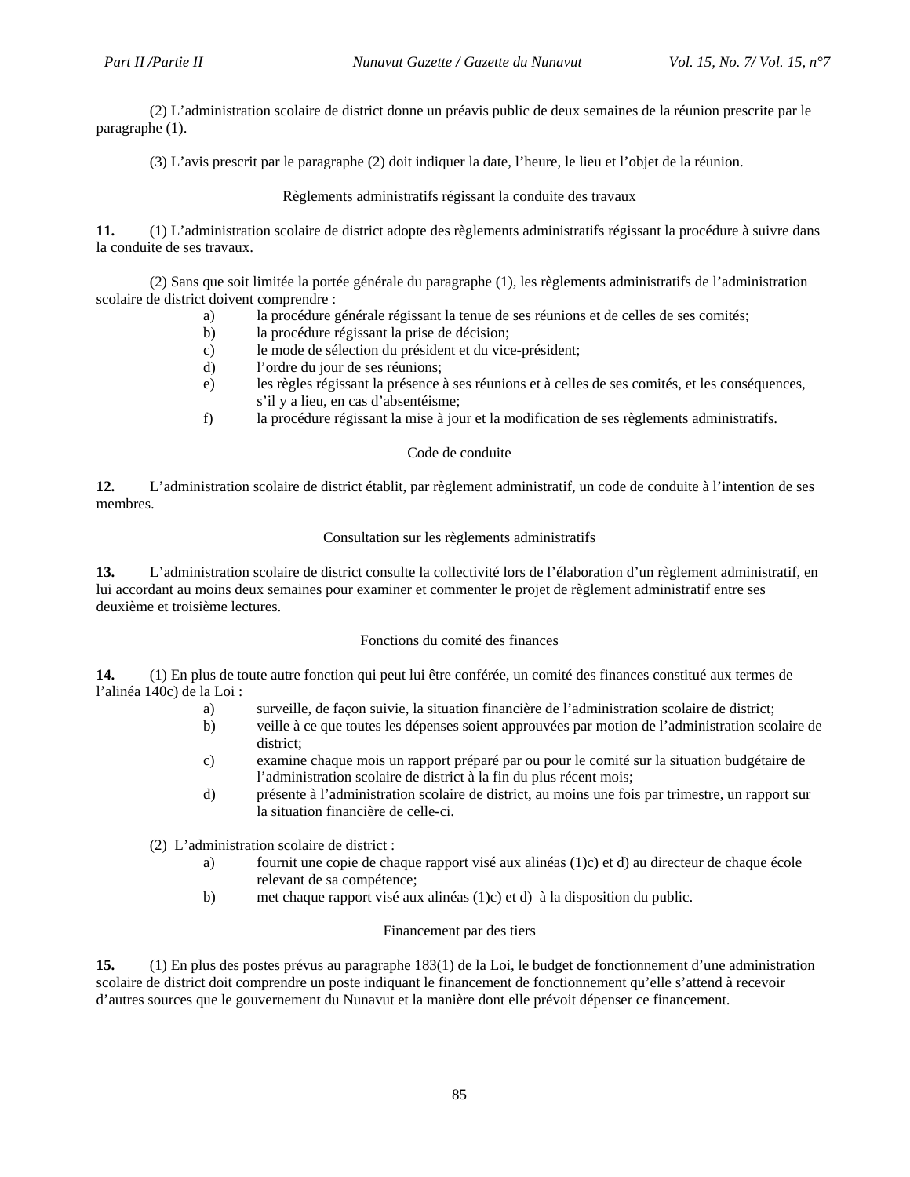(2) L'administration scolaire de district donne un préavis public de deux semaines de la réunion prescrite par le paragraphe (1).

(3) L'avis prescrit par le paragraphe (2) doit indiquer la date, l'heure, le lieu et l'objet de la réunion.

Règlements administratifs régissant la conduite des travaux

**11.** (1) L'administration scolaire de district adopte des règlements administratifs régissant la procédure à suivre dans la conduite de ses travaux.

(2) Sans que soit limitée la portée générale du paragraphe (1), les règlements administratifs de l'administration scolaire de district doivent comprendre :

- a) la procédure générale régissant la tenue de ses réunions et de celles de ses comités;
- b) la procédure régissant la prise de décision;
- c) le mode de sélection du président et du vice-président;
- d) l'ordre du jour de ses réunions;
- e) les règles régissant la présence à ses réunions et à celles de ses comités, et les conséquences, s'il y a lieu, en cas d'absentéisme;
- f) la procédure régissant la mise à jour et la modification de ses règlements administratifs.

Code de conduite

**12.** L'administration scolaire de district établit, par règlement administratif, un code de conduite à l'intention de ses membres.

Consultation sur les règlements administratifs

**13.** L'administration scolaire de district consulte la collectivité lors de l'élaboration d'un règlement administratif, en lui accordant au moins deux semaines pour examiner et commenter le projet de règlement administratif entre ses deuxième et troisième lectures.

Fonctions du comité des finances

**14.** (1) En plus de toute autre fonction qui peut lui être conférée, un comité des finances constitué aux termes de l'alinéa 140c) de la Loi :

- a) surveille, de façon suivie, la situation financière de l'administration scolaire de district;
- b) veille à ce que toutes les dépenses soient approuvées par motion de l'administration scolaire de district;
- c) examine chaque mois un rapport préparé par ou pour le comité sur la situation budgétaire de l'administration scolaire de district à la fin du plus récent mois;
- d) présente à l'administration scolaire de district, au moins une fois par trimestre, un rapport sur la situation financière de celle-ci.

(2) L'administration scolaire de district :

- a) fournit une copie de chaque rapport visé aux alinéas (1)c) et d) au directeur de chaque école relevant de sa compétence;
- b) met chaque rapport visé aux alinéas (1)c) et d) à la disposition du public.

Financement par des tiers

**15.** (1) En plus des postes prévus au paragraphe 183(1) de la Loi, le budget de fonctionnement d'une administration scolaire de district doit comprendre un poste indiquant le financement de fonctionnement qu'elle s'attend à recevoir d'autres sources que le gouvernement du Nunavut et la manière dont elle prévoit dépenser ce financement.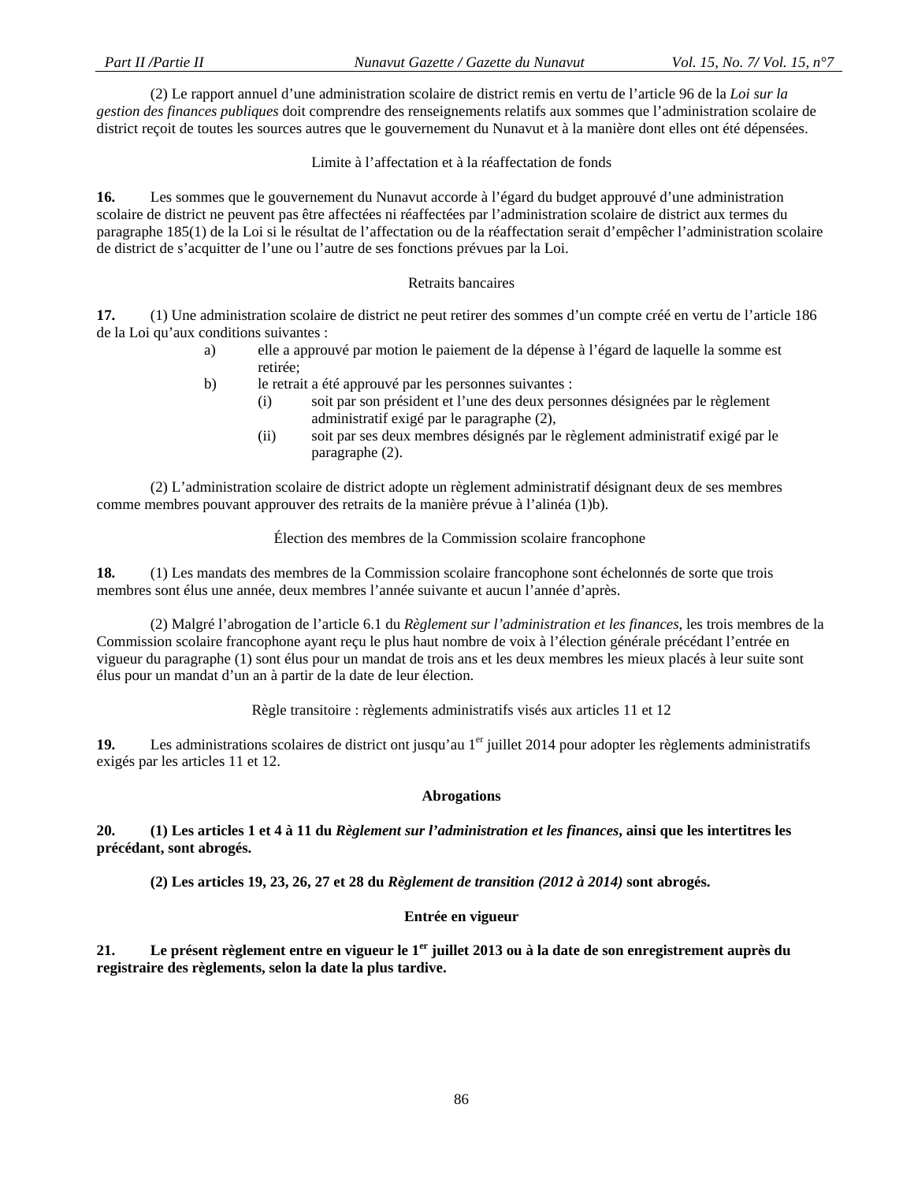(2) Le rapport annuel d'une administration scolaire de district remis en vertu de l'article 96 de la *Loi sur la gestion des finances publiques* doit comprendre des renseignements relatifs aux sommes que l'administration scolaire de district reçoit de toutes les sources autres que le gouvernement du Nunavut et à la manière dont elles ont été dépensées.

Limite à l'affectation et à la réaffectation de fonds

**16.** Les sommes que le gouvernement du Nunavut accorde à l'égard du budget approuvé d'une administration scolaire de district ne peuvent pas être affectées ni réaffectées par l'administration scolaire de district aux termes du paragraphe 185(1) de la Loi si le résultat de l'affectation ou de la réaffectation serait d'empêcher l'administration scolaire de district de s'acquitter de l'une ou l'autre de ses fonctions prévues par la Loi.

Retraits bancaires

**17.** (1) Une administration scolaire de district ne peut retirer des sommes d'un compte créé en vertu de l'article 186 de la Loi qu'aux conditions suivantes :

- a) elle a approuvé par motion le paiement de la dépense à l'égard de laquelle la somme est retirée;
- b) le retrait a été approuvé par les personnes suivantes :
  - (i) soit par son président et l'une des deux personnes désignées par le règlement administratif exigé par le paragraphe (2),
  - (ii) soit par ses deux membres désignés par le règlement administratif exigé par le paragraphe (2).

(2) L'administration scolaire de district adopte un règlement administratif désignant deux de ses membres comme membres pouvant approuver des retraits de la manière prévue à l'alinéa (1)b).

Élection des membres de la Commission scolaire francophone

**18.** (1) Les mandats des membres de la Commission scolaire francophone sont échelonnés de sorte que trois membres sont élus une année, deux membres l'année suivante et aucun l'année d'après.

(2) Malgré l'abrogation de l'article 6.1 du *Règlement sur l'administration et les finances*, les trois membres de la Commission scolaire francophone ayant reçu le plus haut nombre de voix à l'élection générale précédant l'entrée en vigueur du paragraphe (1) sont élus pour un mandat de trois ans et les deux membres les mieux placés à leur suite sont élus pour un mandat d'un an à partir de la date de leur élection.

Règle transitoire : règlements administratifs visés aux articles 11 et 12

**19.** Les administrations scolaires de district ont jusqu'au 1er juillet 2014 pour adopter les règlements administratifs exigés par les articles 11 et 12.

**Abrogations**

**20. (1) Les articles 1 et 4 à 11 du *Règlement sur l'administration et les finances*, ainsi que les intertitres les précédant, sont abrogés.**

**(2) Les articles 19, 23, 26, 27 et 28 du *Règlement de transition (2012 à 2014)* sont abrogés.**

**Entrée en vigueur**

**21. Le présent règlement entre en vigueur le 1er juillet 2013 ou à la date de son enregistrement auprès du registraire des règlements, selon la date la plus tardive.**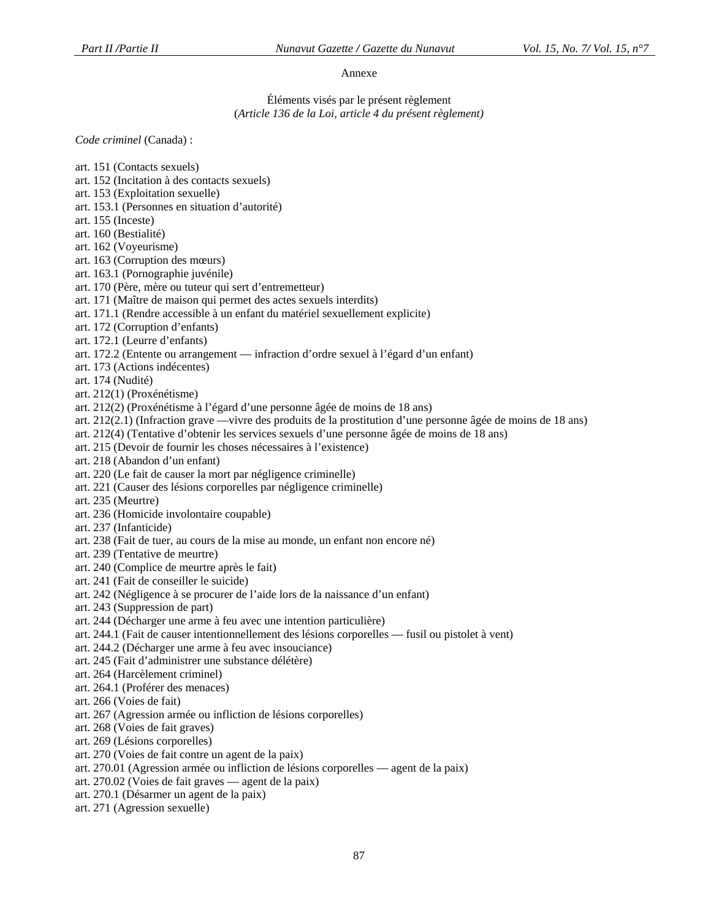Annexe

Éléments visés par le présent règlement
(*Article 136 de la Loi, article 4 du présent règlement)*

*Code criminel* (Canada) :

art. 151 (Contacts sexuels)
art. 152 (Incitation à des contacts sexuels)
art. 153 (Exploitation sexuelle)
art. 153.1 (Personnes en situation d'autorité)
art. 155 (Inceste)
art. 160 (Bestialité)
art. 162 (Voyeurisme)
art. 163 (Corruption des mœurs)
art. 163.1 (Pornographie juvénile)
art. 170 (Père, mère ou tuteur qui sert d'entremetteur)
art. 171 (Maître de maison qui permet des actes sexuels interdits)
art. 171.1 (Rendre accessible à un enfant du matériel sexuellement explicite)
art. 172 (Corruption d'enfants)
art. 172.1 (Leurre d'enfants)
art. 172.2 (Entente ou arrangement — infraction d'ordre sexuel à l'égard d'un enfant)
art. 173 (Actions indécentes)
art. 174 (Nudité)
art. 212(1) (Proxénétisme)
art. 212(2) (Proxénétisme à l'égard d'une personne âgée de moins de 18 ans)
art. 212(2.1) (Infraction grave —vivre des produits de la prostitution d'une personne âgée de moins de 18 ans)
art. 212(4) (Tentative d'obtenir les services sexuels d'une personne âgée de moins de 18 ans)
art. 215 (Devoir de fournir les choses nécessaires à l'existence)
art. 218 (Abandon d'un enfant)
art. 220 (Le fait de causer la mort par négligence criminelle)
art. 221 (Causer des lésions corporelles par négligence criminelle)
art. 235 (Meurtre)
art. 236 (Homicide involontaire coupable)
art. 237 (Infanticide)
art. 238 (Fait de tuer, au cours de la mise au monde, un enfant non encore né)
art. 239 (Tentative de meurtre)
art. 240 (Complice de meurtre après le fait)
art. 241 (Fait de conseiller le suicide)
art. 242 (Négligence à se procurer de l'aide lors de la naissance d'un enfant)
art. 243 (Suppression de part)
art. 244 (Décharger une arme à feu avec une intention particulière)
art. 244.1 (Fait de causer intentionnellement des lésions corporelles — fusil ou pistolet à vent)
art. 244.2 (Décharger une arme à feu avec insouciance)
art. 245 (Fait d'administrer une substance délétère)
art. 264 (Harcèlement criminel)
art. 264.1 (Proférer des menaces)
art. 266 (Voies de fait)
art. 267 (Agression armée ou infliction de lésions corporelles)
art. 268 (Voies de fait graves)
art. 269 (Lésions corporelles)
art. 270 (Voies de fait contre un agent de la paix)
art. 270.01 (Agression armée ou infliction de lésions corporelles — agent de la paix)
art. 270.02 (Voies de fait graves — agent de la paix)
art. 270.1 (Désarmer un agent de la paix)
art. 271 (Agression sexuelle)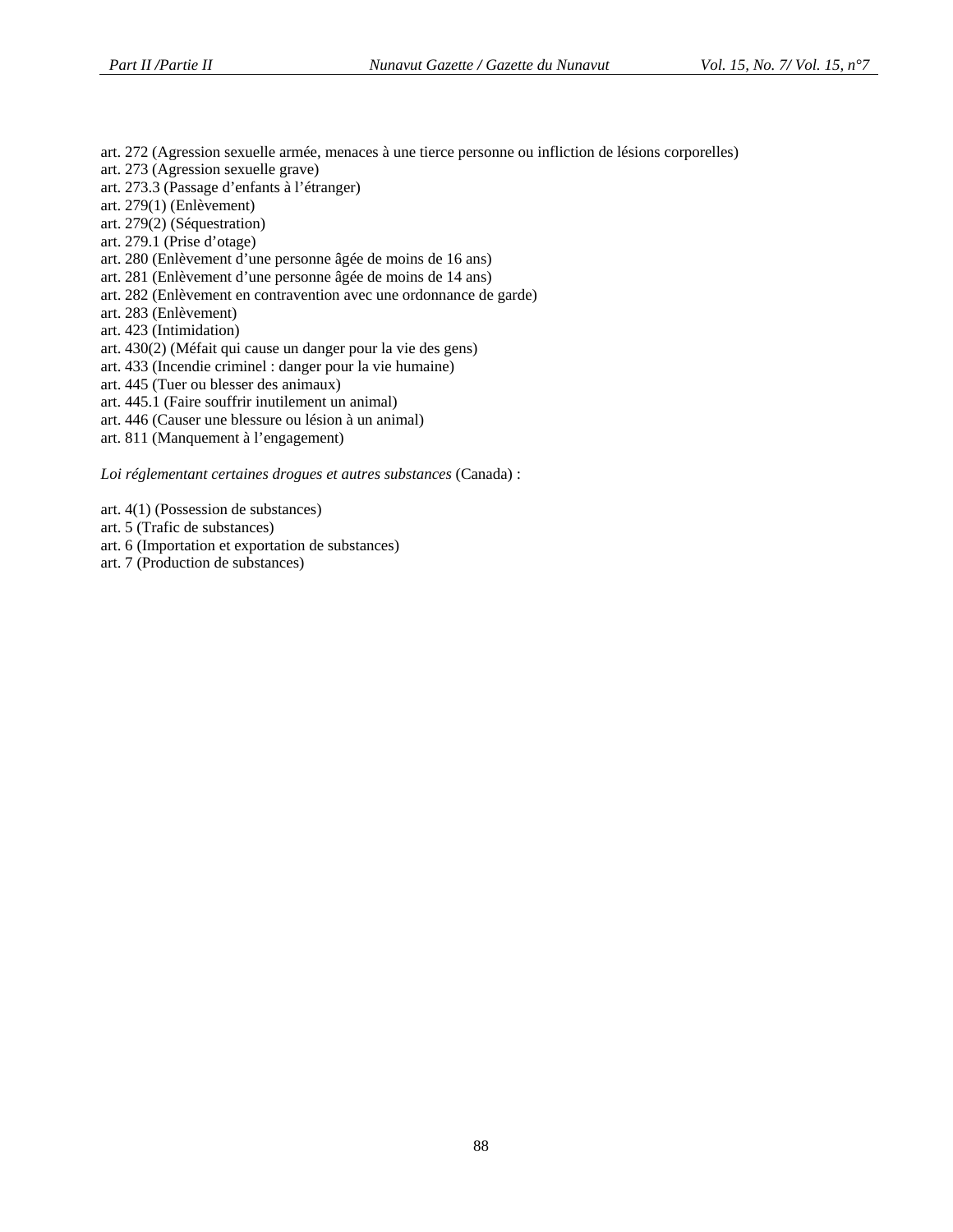art. 272 (Agression sexuelle armée, menaces à une tierce personne ou infliction de lésions corporelles)
art. 273 (Agression sexuelle grave)
art. 273.3 (Passage d’enfants à l’étranger)
art. 279(1) (Enlèvement)
art. 279(2) (Séquestration)
art. 279.1 (Prise d’otage)
art. 280 (Enlèvement d’une personne âgée de moins de 16 ans)
art. 281 (Enlèvement d’une personne âgée de moins de 14 ans)
art. 282 (Enlèvement en contravention avec une ordonnance de garde)
art. 283 (Enlèvement)
art. 423 (Intimidation)
art. 430(2) (Méfait qui cause un danger pour la vie des gens)
art. 433 (Incendie criminel : danger pour la vie humaine)
art. 445 (Tuer ou blesser des animaux)
art. 445.1 (Faire souffrir inutilement un animal)
art. 446 (Causer une blessure ou lésion à un animal)
art. 811 (Manquement à l’engagement)

*Loi réglementant certaines drogues et autres substances* (Canada) :

art. 4(1) (Possession de substances)
art. 5 (Trafic de substances)
art. 6 (Importation et exportation de substances)
art. 7 (Production de substances)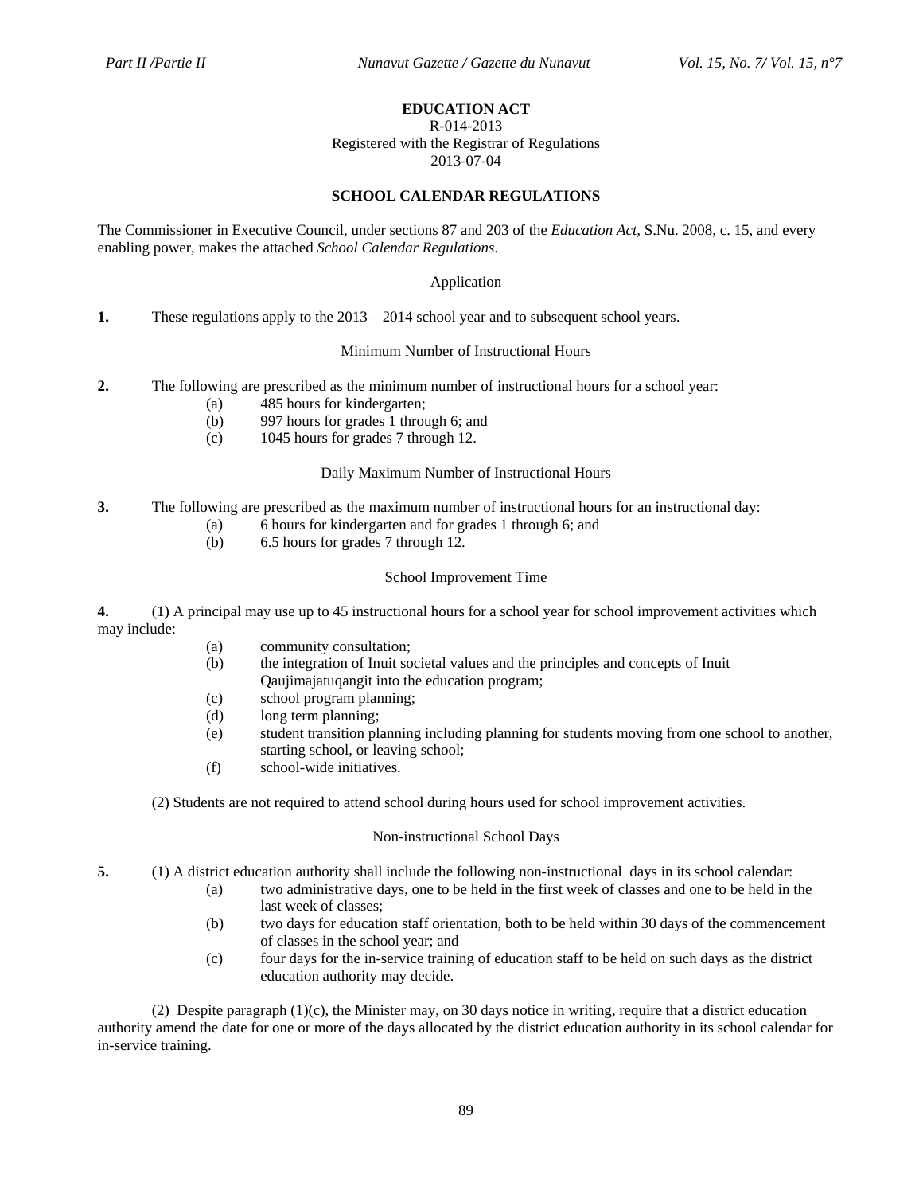**EDUCATION ACT**

R-014-2013

Registered with the Registrar of Regulations

2013-07-04

**SCHOOL CALENDAR REGULATIONS**

The Commissioner in Executive Council, under sections 87 and 203 of the *Education Act*, S.Nu. 2008, c. 15, and every enabling power, makes the attached *School Calendar Regulations*.

Application

**1.** These regulations apply to the 2013 – 2014 school year and to subsequent school years.

Minimum Number of Instructional Hours

**2.** The following are prescribed as the minimum number of instructional hours for a school year:

- (a) 485 hours for kindergarten;
- (b) 997 hours for grades 1 through 6; and
- (c) 1045 hours for grades 7 through 12.

Daily Maximum Number of Instructional Hours

**3.** The following are prescribed as the maximum number of instructional hours for an instructional day:

- (a) 6 hours for kindergarten and for grades 1 through 6; and
- (b) 6.5 hours for grades 7 through 12.

School Improvement Time

**4.** (1) A principal may use up to 45 instructional hours for a school year for school improvement activities which may include:

- (a) community consultation;
- (b) the integration of Inuit societal values and the principles and concepts of Inuit Qaujimajatuqangit into the education program;
- (c) school program planning;
- (d) long term planning;
- (e) student transition planning including planning for students moving from one school to another, starting school, or leaving school;
- (f) school-wide initiatives.

(2) Students are not required to attend school during hours used for school improvement activities.

Non-instructional School Days

**5.** (1) A district education authority shall include the following non-instructional days in its school calendar:

- (a) two administrative days, one to be held in the first week of classes and one to be held in the last week of classes;
- (b) two days for education staff orientation, both to be held within 30 days of the commencement of classes in the school year; and
- (c) four days for the in-service training of education staff to be held on such days as the district education authority may decide.

(2) Despite paragraph (1)(c), the Minister may, on 30 days notice in writing, require that a district education authority amend the date for one or more of the days allocated by the district education authority in its school calendar for in-service training.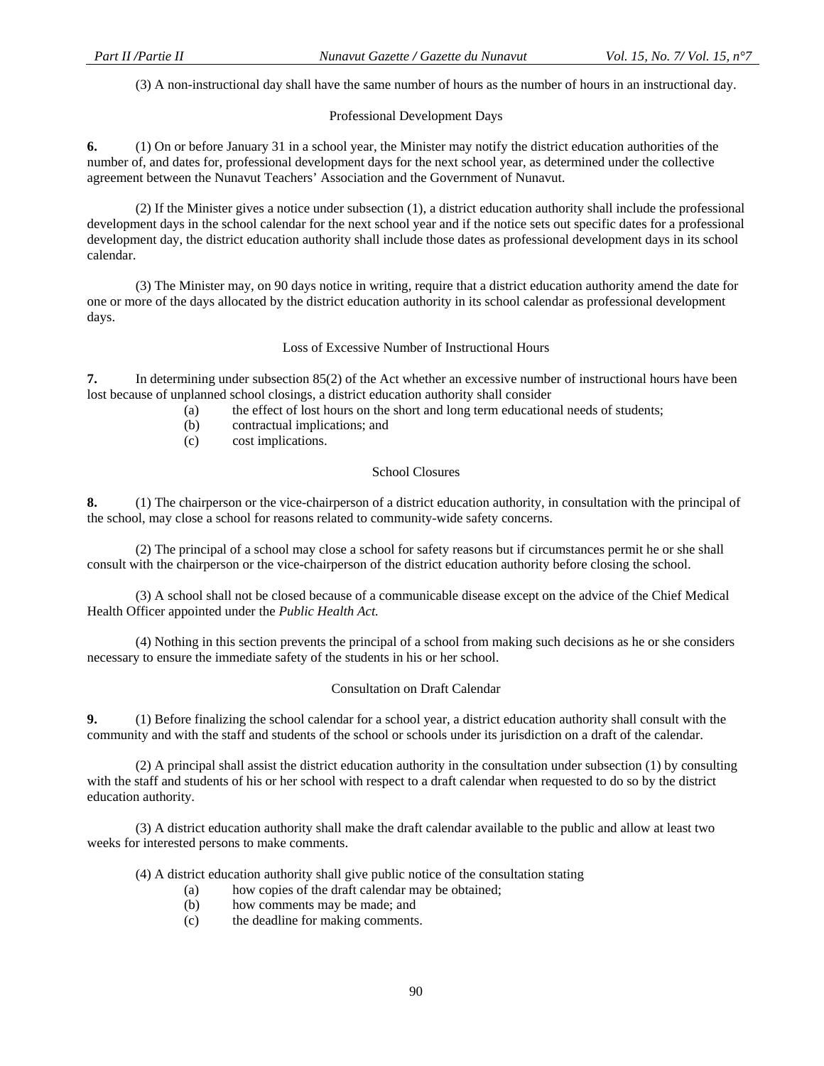(3) A non-instructional day shall have the same number of hours as the number of hours in an instructional day.

### Professional Development Days

**6.** (1) On or before January 31 in a school year, the Minister may notify the district education authorities of the number of, and dates for, professional development days for the next school year, as determined under the collective agreement between the Nunavut Teachers' Association and the Government of Nunavut.

(2) If the Minister gives a notice under subsection (1), a district education authority shall include the professional development days in the school calendar for the next school year and if the notice sets out specific dates for a professional development day, the district education authority shall include those dates as professional development days in its school calendar.

(3) The Minister may, on 90 days notice in writing, require that a district education authority amend the date for one or more of the days allocated by the district education authority in its school calendar as professional development days.

### Loss of Excessive Number of Instructional Hours

**7.** In determining under subsection 85(2) of the Act whether an excessive number of instructional hours have been lost because of unplanned school closings, a district education authority shall consider

(a) the effect of lost hours on the short and long term educational needs of students;
(b) contractual implications; and
(c) cost implications.

### School Closures

**8.** (1) The chairperson or the vice-chairperson of a district education authority, in consultation with the principal of the school, may close a school for reasons related to community-wide safety concerns.

(2) The principal of a school may close a school for safety reasons but if circumstances permit he or she shall consult with the chairperson or the vice-chairperson of the district education authority before closing the school.

(3) A school shall not be closed because of a communicable disease except on the advice of the Chief Medical Health Officer appointed under the *Public Health Act.*

(4) Nothing in this section prevents the principal of a school from making such decisions as he or she considers necessary to ensure the immediate safety of the students in his or her school.

### Consultation on Draft Calendar

**9.** (1) Before finalizing the school calendar for a school year, a district education authority shall consult with the community and with the staff and students of the school or schools under its jurisdiction on a draft of the calendar.

(2) A principal shall assist the district education authority in the consultation under subsection (1) by consulting with the staff and students of his or her school with respect to a draft calendar when requested to do so by the district education authority.

(3) A district education authority shall make the draft calendar available to the public and allow at least two weeks for interested persons to make comments.

(4) A district education authority shall give public notice of the consultation stating

(a) how copies of the draft calendar may be obtained;
(b) how comments may be made; and
(c) the deadline for making comments.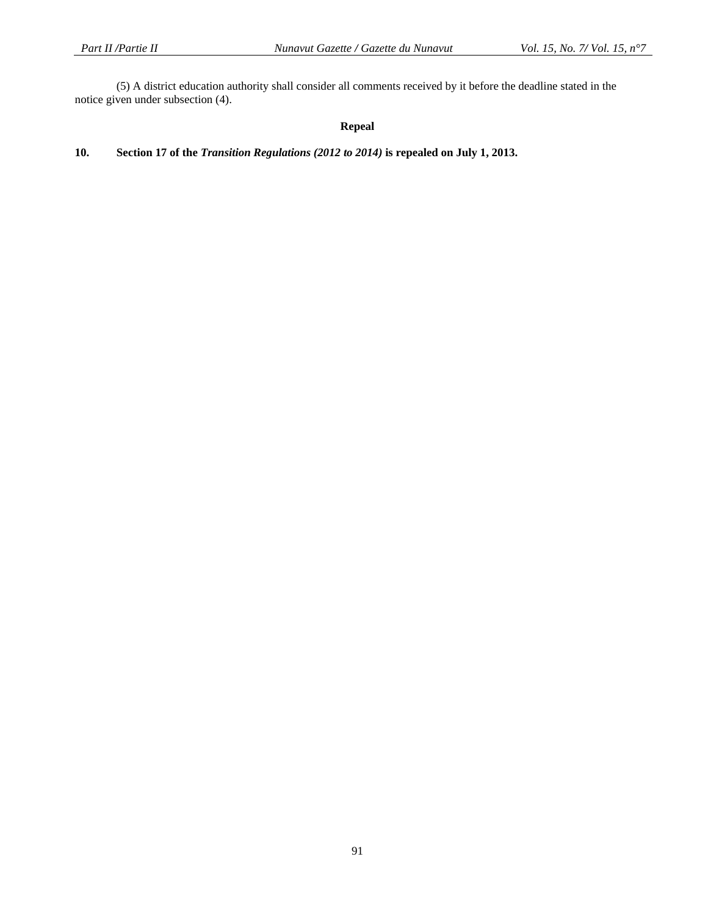(5) A district education authority shall consider all comments received by it before the deadline stated in the notice given under subsection (4).

**Repeal**

**10. Section 17 of the *Transition Regulations (2012 to 2014)* is repealed on July 1, 2013.**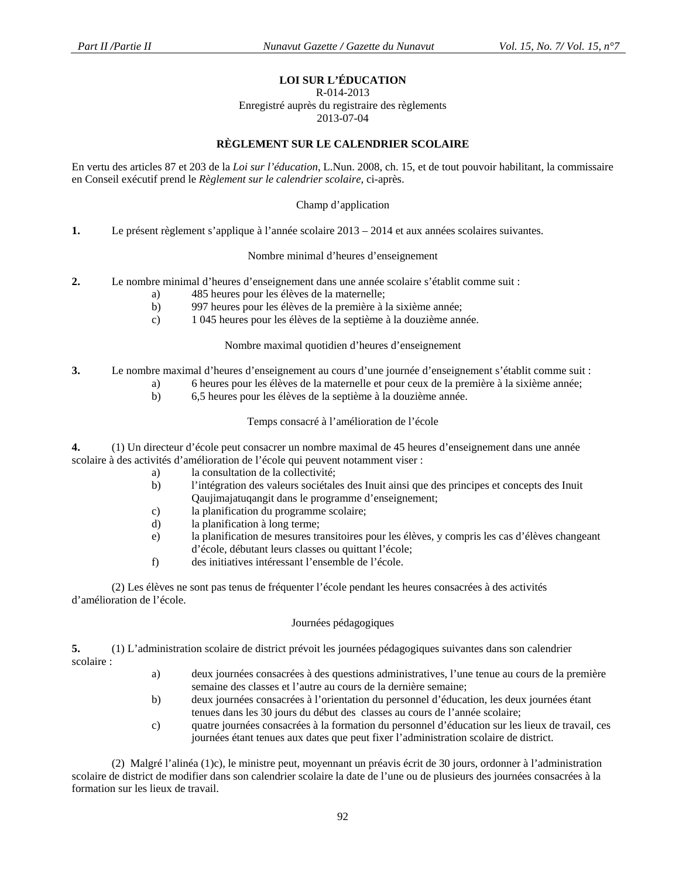**LOI SUR L'ÉDUCATION**
R-014-2013
Enregistré auprès du registraire des règlements
2013-07-04

**RÈGLEMENT SUR LE CALENDRIER SCOLAIRE**

En vertu des articles 87 et 203 de la *Loi sur l'éducation*, L.Nun. 2008, ch. 15, et de tout pouvoir habilitant, la commissaire en Conseil exécutif prend le *Règlement sur le calendrier scolaire*, ci-après.

Champ d'application

**1.** Le présent règlement s'applique à l'année scolaire 2013 – 2014 et aux années scolaires suivantes.

Nombre minimal d'heures d'enseignement

**2.** Le nombre minimal d'heures d'enseignement dans une année scolaire s'établit comme suit :

a) 485 heures pour les élèves de la maternelle;
b) 997 heures pour les élèves de la première à la sixième année;
c) 1 045 heures pour les élèves de la septième à la douzième année.

Nombre maximal quotidien d'heures d'enseignement

**3.** Le nombre maximal d'heures d'enseignement au cours d'une journée d'enseignement s'établit comme suit :

a) 6 heures pour les élèves de la maternelle et pour ceux de la première à la sixième année;
b) 6,5 heures pour les élèves de la septième à la douzième année.

Temps consacré à l'amélioration de l'école

**4.** (1) Un directeur d'école peut consacrer un nombre maximal de 45 heures d'enseignement dans une année scolaire à des activités d'amélioration de l'école qui peuvent notamment viser :

a) la consultation de la collectivité;
b) l'intégration des valeurs sociétales des Inuit ainsi que des principes et concepts des Inuit Qaujimajatuqangit dans le programme d'enseignement;
c) la planification du programme scolaire;
d) la planification à long terme;
e) la planification de mesures transitoires pour les élèves, y compris les cas d'élèves changeant d'école, débutant leurs classes ou quittant l'école;
f) des initiatives intéressant l'ensemble de l'école.

(2) Les élèves ne sont pas tenus de fréquenter l'école pendant les heures consacrées à des activités d'amélioration de l'école.

Journées pédagogiques

**5.** (1) L'administration scolaire de district prévoit les journées pédagogiques suivantes dans son calendrier scolaire :

a) deux journées consacrées à des questions administratives, l'une tenue au cours de la première semaine des classes et l'autre au cours de la dernière semaine;
b) deux journées consacrées à l'orientation du personnel d'éducation, les deux journées étant tenues dans les 30 jours du début des classes au cours de l'année scolaire;
c) quatre journées consacrées à la formation du personnel d'éducation sur les lieux de travail, ces journées étant tenues aux dates que peut fixer l'administration scolaire de district.

(2) Malgré l'alinéa (1)c), le ministre peut, moyennant un préavis écrit de 30 jours, ordonner à l'administration scolaire de district de modifier dans son calendrier scolaire la date de l'une ou de plusieurs des journées consacrées à la formation sur les lieux de travail.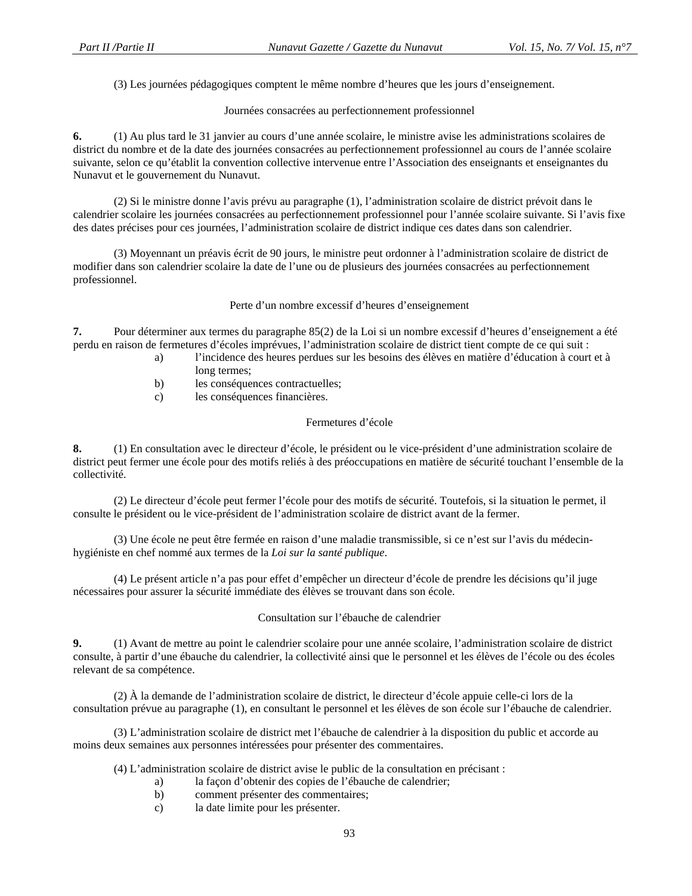(3) Les journées pédagogiques comptent le même nombre d'heures que les jours d'enseignement.

Journées consacrées au perfectionnement professionnel

**6.** (1) Au plus tard le 31 janvier au cours d'une année scolaire, le ministre avise les administrations scolaires de district du nombre et de la date des journées consacrées au perfectionnement professionnel au cours de l'année scolaire suivante, selon ce qu'établit la convention collective intervenue entre l'Association des enseignants et enseignantes du Nunavut et le gouvernement du Nunavut.

(2) Si le ministre donne l'avis prévu au paragraphe (1), l'administration scolaire de district prévoit dans le calendrier scolaire les journées consacrées au perfectionnement professionnel pour l'année scolaire suivante. Si l'avis fixe des dates précises pour ces journées, l'administration scolaire de district indique ces dates dans son calendrier.

(3) Moyennant un préavis écrit de 90 jours, le ministre peut ordonner à l'administration scolaire de district de modifier dans son calendrier scolaire la date de l'une ou de plusieurs des journées consacrées au perfectionnement professionnel.

Perte d'un nombre excessif d'heures d'enseignement

**7.** Pour déterminer aux termes du paragraphe 85(2) de la Loi si un nombre excessif d'heures d'enseignement a été perdu en raison de fermetures d'écoles imprévues, l'administration scolaire de district tient compte de ce qui suit :

a) l'incidence des heures perdues sur les besoins des élèves en matière d'éducation à court et à long termes;
b) les conséquences contractuelles;
c) les conséquences financières.

Fermetures d'école

**8.** (1) En consultation avec le directeur d'école, le président ou le vice-président d'une administration scolaire de district peut fermer une école pour des motifs reliés à des préoccupations en matière de sécurité touchant l'ensemble de la collectivité.

(2) Le directeur d'école peut fermer l'école pour des motifs de sécurité. Toutefois, si la situation le permet, il consulte le président ou le vice-président de l'administration scolaire de district avant de la fermer.

(3) Une école ne peut être fermée en raison d'une maladie transmissible, si ce n'est sur l'avis du médecin-hygiéniste en chef nommé aux termes de la *Loi sur la santé publique*.

(4) Le présent article n'a pas pour effet d'empêcher un directeur d'école de prendre les décisions qu'il juge nécessaires pour assurer la sécurité immédiate des élèves se trouvant dans son école.

Consultation sur l'ébauche de calendrier

**9.** (1) Avant de mettre au point le calendrier scolaire pour une année scolaire, l'administration scolaire de district consulte, à partir d'une ébauche du calendrier, la collectivité ainsi que le personnel et les élèves de l'école ou des écoles relevant de sa compétence.

(2) À la demande de l'administration scolaire de district, le directeur d'école appuie celle-ci lors de la consultation prévue au paragraphe (1), en consultant le personnel et les élèves de son école sur l'ébauche de calendrier.

(3) L'administration scolaire de district met l'ébauche de calendrier à la disposition du public et accorde au moins deux semaines aux personnes intéressées pour présenter des commentaires.

(4) L'administration scolaire de district avise le public de la consultation en précisant :

a) la façon d'obtenir des copies de l'ébauche de calendrier;
b) comment présenter des commentaires;
c) la date limite pour les présenter.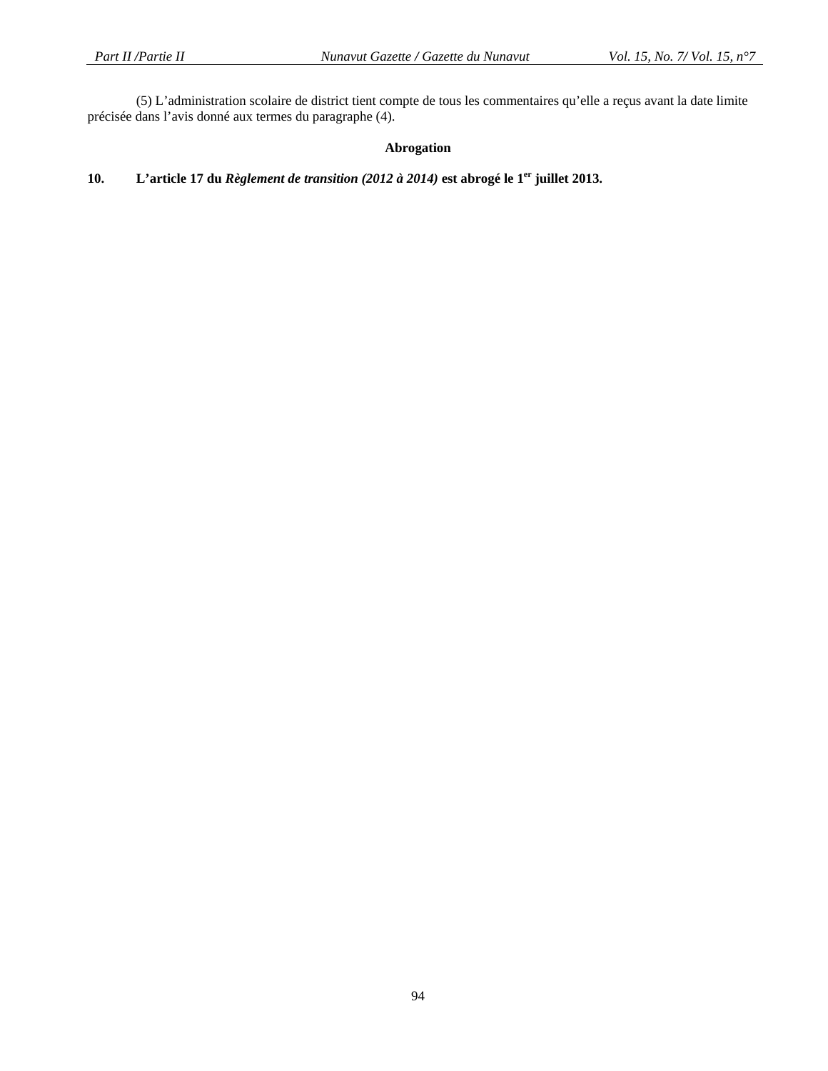(5) L’administration scolaire de district tient compte de tous les commentaires qu’elle a reçus avant la date limite précisée dans l’avis donné aux termes du paragraphe (4).

### Abrogation

**10. L’article 17 du *Règlement de transition (2012 à 2014)* est abrogé le 1er juillet 2013.**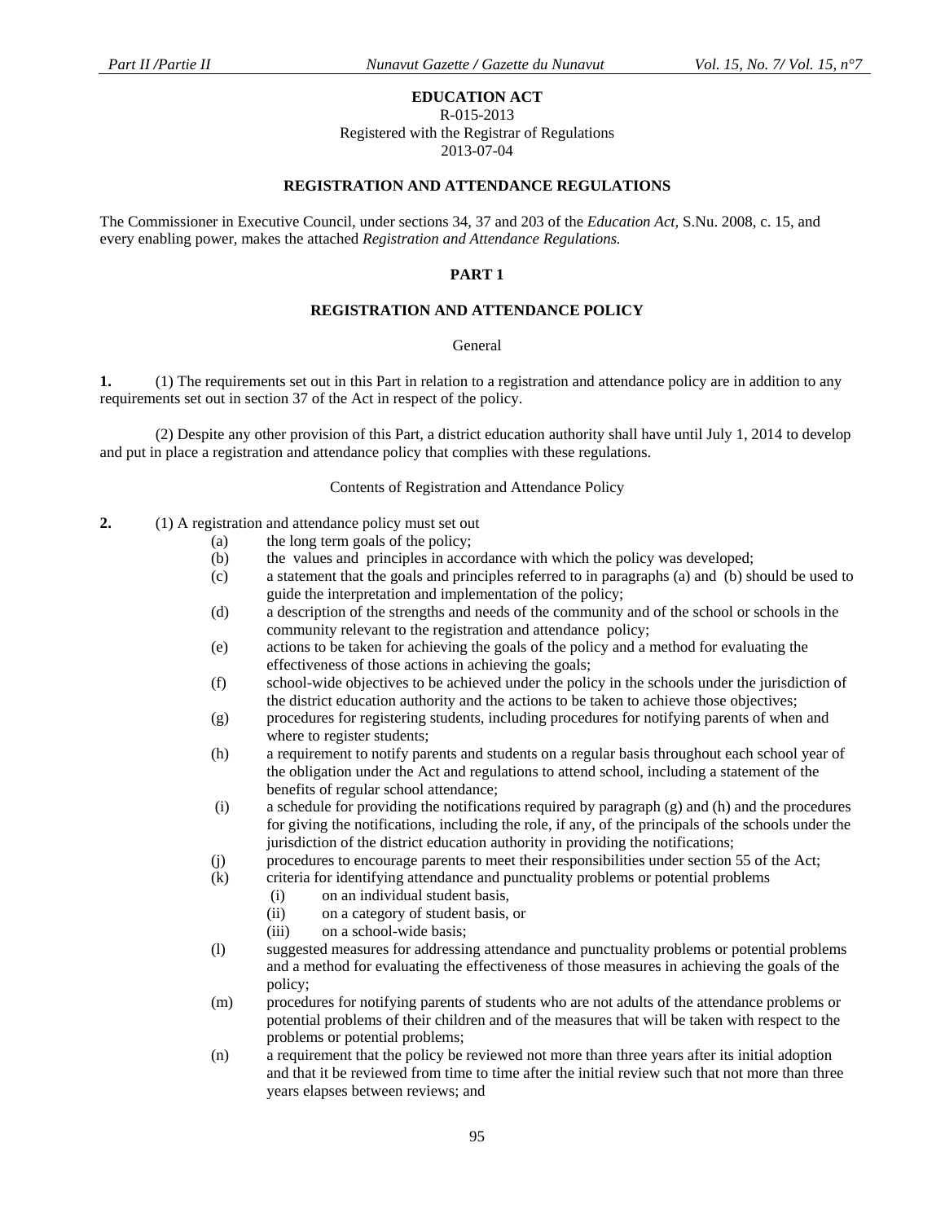**EDUCATION ACT**
R-015-2013
Registered with the Registrar of Regulations
2013-07-04

**REGISTRATION AND ATTENDANCE REGULATIONS**

The Commissioner in Executive Council, under sections 34, 37 and 203 of the *Education Act*, S.Nu. 2008, c. 15, and every enabling power, makes the attached *Registration and Attendance Regulations.*

**PART 1**

**REGISTRATION AND ATTENDANCE POLICY**

General

**1.** (1) The requirements set out in this Part in relation to a registration and attendance policy are in addition to any requirements set out in section 37 of the Act in respect of the policy.

(2) Despite any other provision of this Part, a district education authority shall have until July 1, 2014 to develop and put in place a registration and attendance policy that complies with these regulations.

Contents of Registration and Attendance Policy

**2.** (1) A registration and attendance policy must set out

- (a) the long term goals of the policy;
- (b) the values and principles in accordance with which the policy was developed;
- (c) a statement that the goals and principles referred to in paragraphs (a) and (b) should be used to guide the interpretation and implementation of the policy;
- (d) a description of the strengths and needs of the community and of the school or schools in the community relevant to the registration and attendance policy;
- (e) actions to be taken for achieving the goals of the policy and a method for evaluating the effectiveness of those actions in achieving the goals;
- (f) school-wide objectives to be achieved under the policy in the schools under the jurisdiction of the district education authority and the actions to be taken to achieve those objectives;
- (g) procedures for registering students, including procedures for notifying parents of when and where to register students;
- (h) a requirement to notify parents and students on a regular basis throughout each school year of the obligation under the Act and regulations to attend school, including a statement of the benefits of regular school attendance;
- (i) a schedule for providing the notifications required by paragraph (g) and (h) and the procedures for giving the notifications, including the role, if any, of the principals of the schools under the jurisdiction of the district education authority in providing the notifications;
- (j) procedures to encourage parents to meet their responsibilities under section 55 of the Act;
- (k) criteria for identifying attendance and punctuality problems or potential problems
  - (i) on an individual student basis,
  - (ii) on a category of student basis, or
  - (iii) on a school-wide basis;
- (l) suggested measures for addressing attendance and punctuality problems or potential problems and a method for evaluating the effectiveness of those measures in achieving the goals of the policy;
- (m) procedures for notifying parents of students who are not adults of the attendance problems or potential problems of their children and of the measures that will be taken with respect to the problems or potential problems;
- (n) a requirement that the policy be reviewed not more than three years after its initial adoption and that it be reviewed from time to time after the initial review such that not more than three years elapses between reviews; and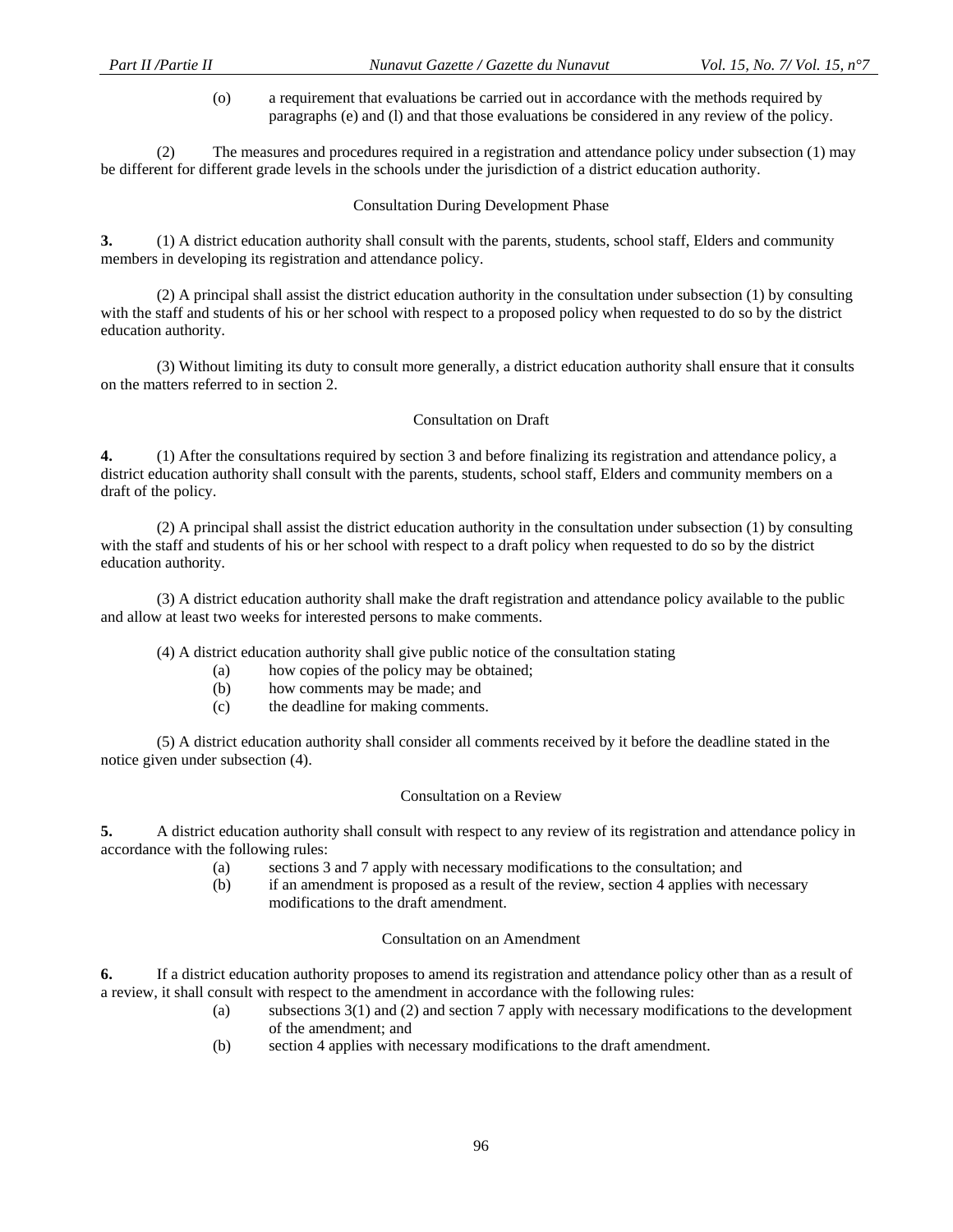(o) a requirement that evaluations be carried out in accordance with the methods required by paragraphs (e) and (l) and that those evaluations be considered in any review of the policy.

(2) The measures and procedures required in a registration and attendance policy under subsection (1) may be different for different grade levels in the schools under the jurisdiction of a district education authority.

### Consultation During Development Phase

**3.** (1) A district education authority shall consult with the parents, students, school staff, Elders and community members in developing its registration and attendance policy.

(2) A principal shall assist the district education authority in the consultation under subsection (1) by consulting with the staff and students of his or her school with respect to a proposed policy when requested to do so by the district education authority.

(3) Without limiting its duty to consult more generally, a district education authority shall ensure that it consults on the matters referred to in section 2.

### Consultation on Draft

**4.** (1) After the consultations required by section 3 and before finalizing its registration and attendance policy, a district education authority shall consult with the parents, students, school staff, Elders and community members on a draft of the policy.

(2) A principal shall assist the district education authority in the consultation under subsection (1) by consulting with the staff and students of his or her school with respect to a draft policy when requested to do so by the district education authority.

(3) A district education authority shall make the draft registration and attendance policy available to the public and allow at least two weeks for interested persons to make comments.

(4) A district education authority shall give public notice of the consultation stating

- (a) how copies of the policy may be obtained;
- (b) how comments may be made; and
- (c) the deadline for making comments.

(5) A district education authority shall consider all comments received by it before the deadline stated in the notice given under subsection (4).

### Consultation on a Review

**5.** A district education authority shall consult with respect to any review of its registration and attendance policy in accordance with the following rules:

- (a) sections 3 and 7 apply with necessary modifications to the consultation; and
- (b) if an amendment is proposed as a result of the review, section 4 applies with necessary modifications to the draft amendment.

### Consultation on an Amendment

**6.** If a district education authority proposes to amend its registration and attendance policy other than as a result of a review, it shall consult with respect to the amendment in accordance with the following rules:

- (a) subsections 3(1) and (2) and section 7 apply with necessary modifications to the development of the amendment; and
- (b) section 4 applies with necessary modifications to the draft amendment.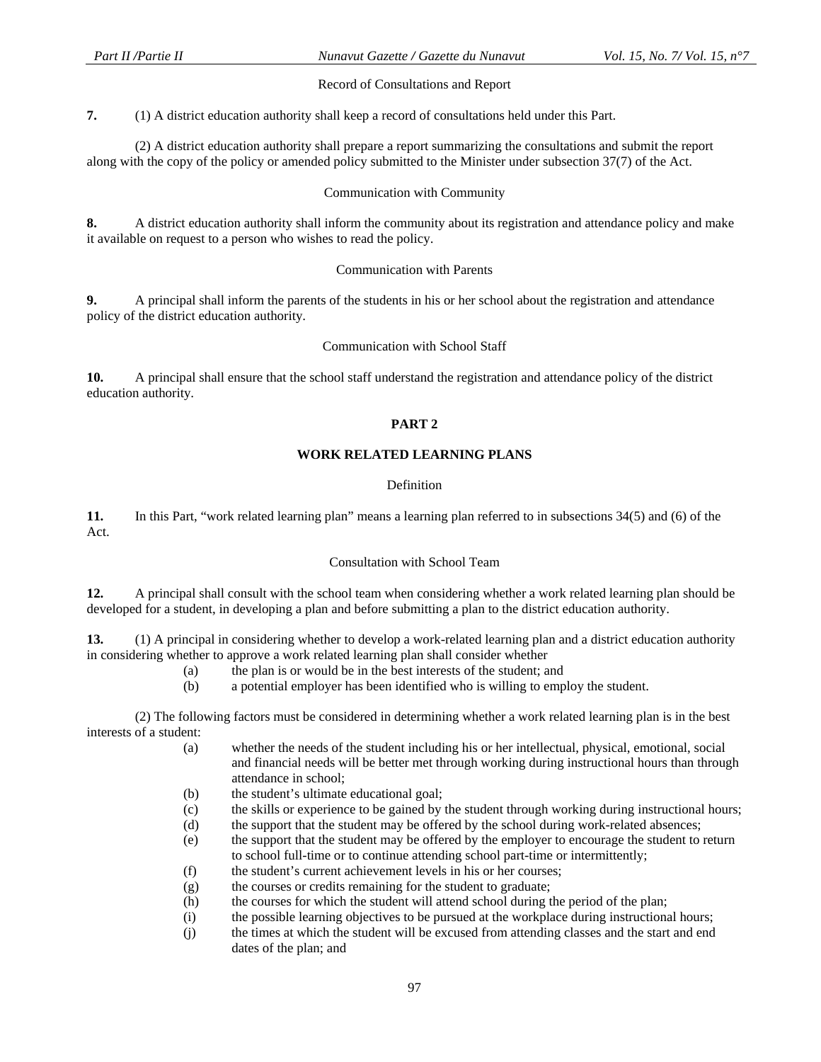Record of Consultations and Report

**7.** (1) A district education authority shall keep a record of consultations held under this Part.

(2) A district education authority shall prepare a report summarizing the consultations and submit the report along with the copy of the policy or amended policy submitted to the Minister under subsection 37(7) of the Act.

Communication with Community

**8.** A district education authority shall inform the community about its registration and attendance policy and make it available on request to a person who wishes to read the policy.

Communication with Parents

**9.** A principal shall inform the parents of the students in his or her school about the registration and attendance policy of the district education authority.

Communication with School Staff

**10.** A principal shall ensure that the school staff understand the registration and attendance policy of the district education authority.

## PART 2

## WORK RELATED LEARNING PLANS

Definition

**11.** In this Part, "work related learning plan" means a learning plan referred to in subsections 34(5) and (6) of the Act.

Consultation with School Team

**12.** A principal shall consult with the school team when considering whether a work related learning plan should be developed for a student, in developing a plan and before submitting a plan to the district education authority.

**13.** (1) A principal in considering whether to develop a work-related learning plan and a district education authority in considering whether to approve a work related learning plan shall consider whether

- (a) the plan is or would be in the best interests of the student; and
- (b) a potential employer has been identified who is willing to employ the student.

(2) The following factors must be considered in determining whether a work related learning plan is in the best interests of a student:

- (a) whether the needs of the student including his or her intellectual, physical, emotional, social and financial needs will be better met through working during instructional hours than through attendance in school;
- (b) the student's ultimate educational goal;
- (c) the skills or experience to be gained by the student through working during instructional hours;
- (d) the support that the student may be offered by the school during work-related absences;
- (e) the support that the student may be offered by the employer to encourage the student to return to school full-time or to continue attending school part-time or intermittently;
- (f) the student's current achievement levels in his or her courses;
- (g) the courses or credits remaining for the student to graduate;
- (h) the courses for which the student will attend school during the period of the plan;
- (i) the possible learning objectives to be pursued at the workplace during instructional hours;
- (j) the times at which the student will be excused from attending classes and the start and end dates of the plan; and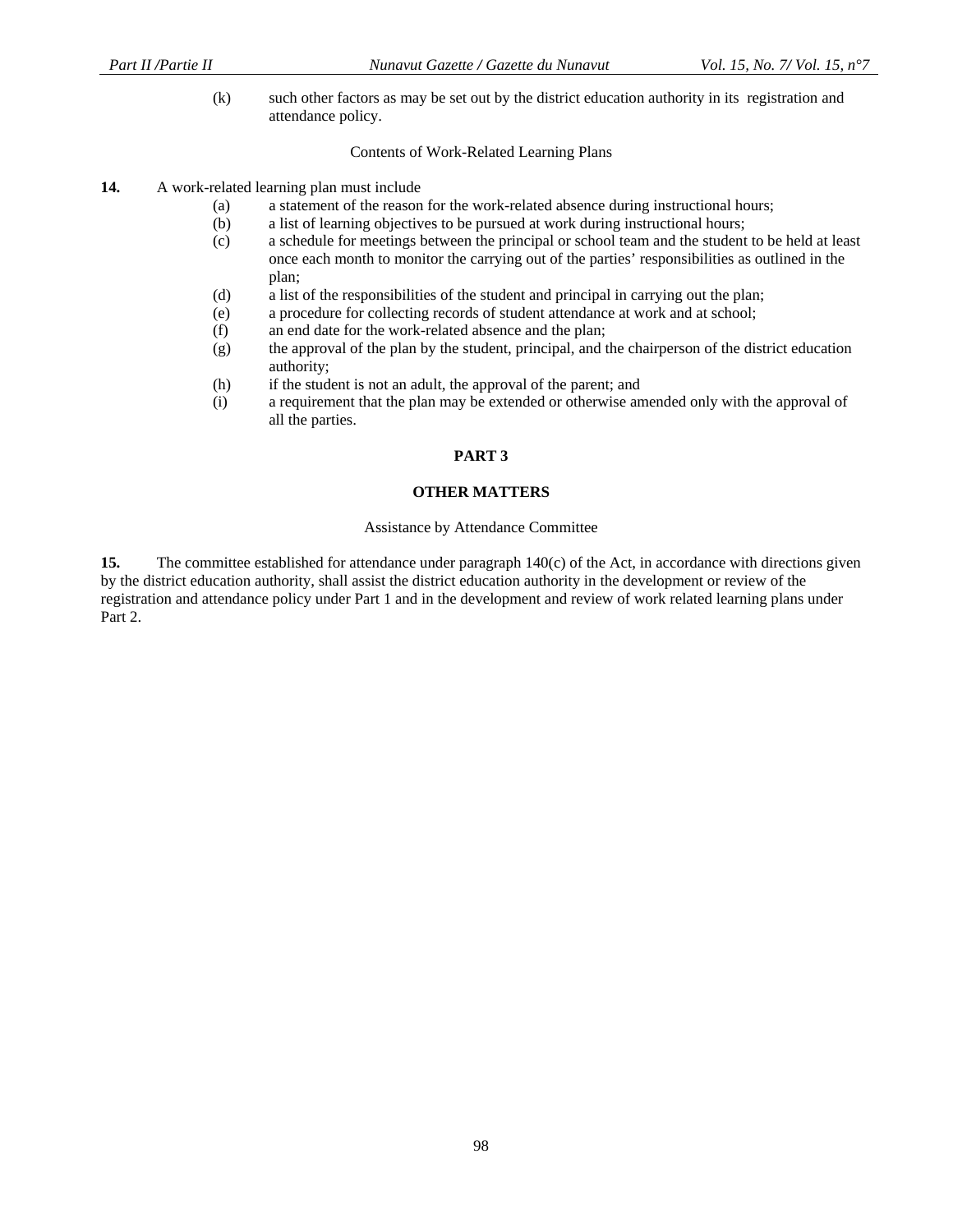(k) such other factors as may be set out by the district education authority in its registration and attendance policy.

Contents of Work-Related Learning Plans

**14.** A work-related learning plan must include

(a) a statement of the reason for the work-related absence during instructional hours;

(b) a list of learning objectives to be pursued at work during instructional hours;

(c) a schedule for meetings between the principal or school team and the student to be held at least once each month to monitor the carrying out of the parties' responsibilities as outlined in the plan;

(d) a list of the responsibilities of the student and principal in carrying out the plan;

(e) a procedure for collecting records of student attendance at work and at school;

(f) an end date for the work-related absence and the plan;

(g) the approval of the plan by the student, principal, and the chairperson of the district education authority;

(h) if the student is not an adult, the approval of the parent; and

(i) a requirement that the plan may be extended or otherwise amended only with the approval of all the parties.

## PART 3

## OTHER MATTERS

Assistance by Attendance Committee

**15.** The committee established for attendance under paragraph 140(c) of the Act, in accordance with directions given by the district education authority, shall assist the district education authority in the development or review of the registration and attendance policy under Part 1 and in the development and review of work related learning plans under Part 2.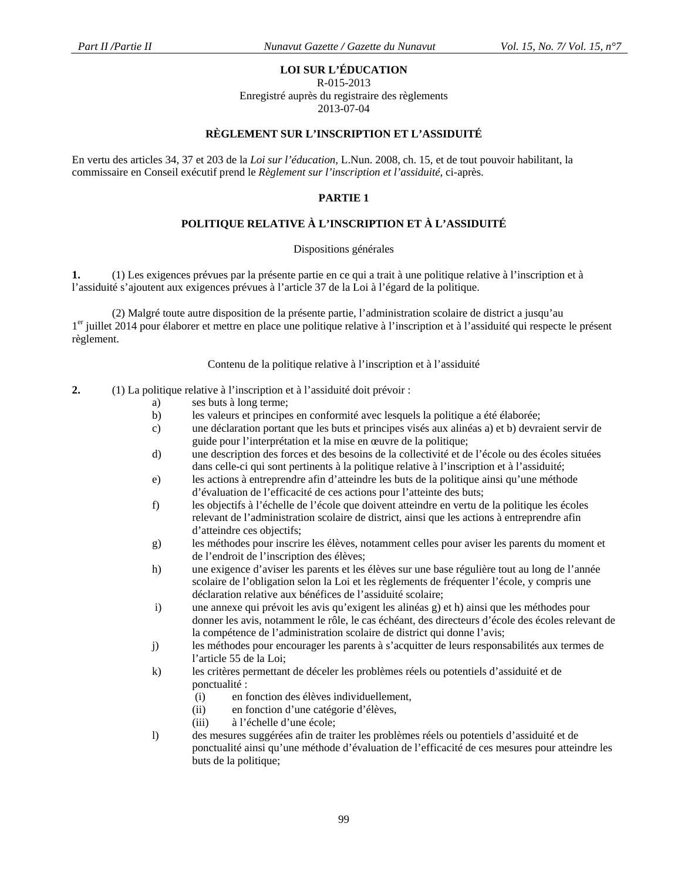**LOI SUR L'ÉDUCATION**
R-015-2013
Enregistré auprès du registraire des règlements
2013-07-04

**RÈGLEMENT SUR L'INSCRIPTION ET L'ASSIDUITÉ**

En vertu des articles 34, 37 et 203 de la *Loi sur l'éducation*, L.Nun. 2008, ch. 15, et de tout pouvoir habilitant, la commissaire en Conseil exécutif prend le *Règlement sur l'inscription et l'assiduité,* ci-après.

**PARTIE 1**

**POLITIQUE RELATIVE À L'INSCRIPTION ET À L'ASSIDUITÉ**

Dispositions générales

**1.** (1) Les exigences prévues par la présente partie en ce qui a trait à une politique relative à l'inscription et à l'assiduité s'ajoutent aux exigences prévues à l'article 37 de la Loi à l'égard de la politique.

(2) Malgré toute autre disposition de la présente partie, l'administration scolaire de district a jusqu'au 1er juillet 2014 pour élaborer et mettre en place une politique relative à l'inscription et à l'assiduité qui respecte le présent règlement.

Contenu de la politique relative à l'inscription et à l'assiduité

**2.** (1) La politique relative à l'inscription et à l'assiduité doit prévoir :

a) ses buts à long terme;

b) les valeurs et principes en conformité avec lesquels la politique a été élaborée;

c) une déclaration portant que les buts et principes visés aux alinéas a) et b) devraient servir de guide pour l'interprétation et la mise en œuvre de la politique;

d) une description des forces et des besoins de la collectivité et de l'école ou des écoles situées dans celle-ci qui sont pertinents à la politique relative à l'inscription et à l'assiduité;

e) les actions à entreprendre afin d'atteindre les buts de la politique ainsi qu'une méthode d'évaluation de l'efficacité de ces actions pour l'atteinte des buts;

f) les objectifs à l'échelle de l'école que doivent atteindre en vertu de la politique les écoles relevant de l'administration scolaire de district, ainsi que les actions à entreprendre afin d'atteindre ces objectifs;

g) les méthodes pour inscrire les élèves, notamment celles pour aviser les parents du moment et de l'endroit de l'inscription des élèves;

h) une exigence d'aviser les parents et les élèves sur une base régulière tout au long de l'année scolaire de l'obligation selon la Loi et les règlements de fréquenter l'école, y compris une déclaration relative aux bénéfices de l'assiduité scolaire;

i) une annexe qui prévoit les avis qu'exigent les alinéas g) et h) ainsi que les méthodes pour donner les avis, notamment le rôle, le cas échéant, des directeurs d'école des écoles relevant de la compétence de l'administration scolaire de district qui donne l'avis;

j) les méthodes pour encourager les parents à s'acquitter de leurs responsabilités aux termes de l'article 55 de la Loi;

k) les critères permettant de déceler les problèmes réels ou potentiels d'assiduité et de ponctualité :

(i) en fonction des élèves individuellement,

(ii) en fonction d'une catégorie d'élèves,

(iii) à l'échelle d'une école;

l) des mesures suggérées afin de traiter les problèmes réels ou potentiels d'assiduité et de ponctualité ainsi qu'une méthode d'évaluation de l'efficacité de ces mesures pour atteindre les buts de la politique;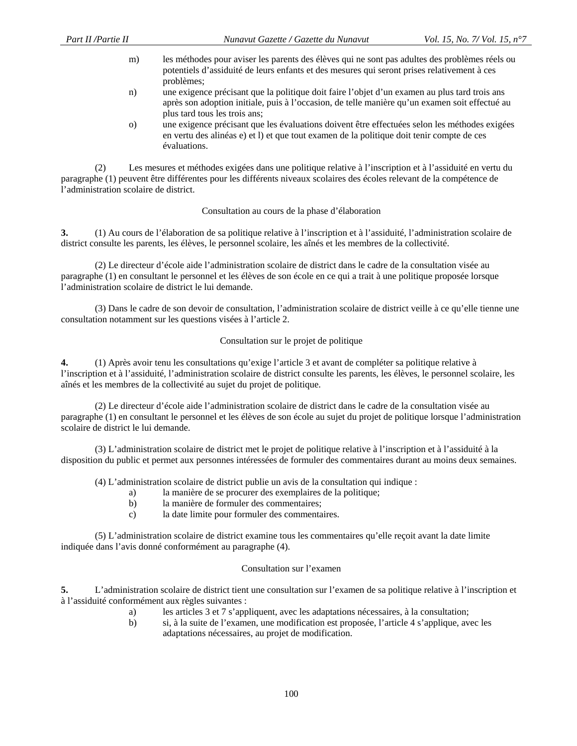m) les méthodes pour aviser les parents des élèves qui ne sont pas adultes des problèmes réels ou potentiels d'assiduité de leurs enfants et des mesures qui seront prises relativement à ces problèmes;

n) une exigence précisant que la politique doit faire l'objet d'un examen au plus tard trois ans après son adoption initiale, puis à l'occasion, de telle manière qu'un examen soit effectué au plus tard tous les trois ans;

o) une exigence précisant que les évaluations doivent être effectuées selon les méthodes exigées en vertu des alinéas e) et l) et que tout examen de la politique doit tenir compte de ces évaluations.

(2) Les mesures et méthodes exigées dans une politique relative à l'inscription et à l'assiduité en vertu du paragraphe (1) peuvent être différentes pour les différents niveaux scolaires des écoles relevant de la compétence de l'administration scolaire de district.

Consultation au cours de la phase d'élaboration

**3.** (1) Au cours de l'élaboration de sa politique relative à l'inscription et à l'assiduité, l'administration scolaire de district consulte les parents, les élèves, le personnel scolaire, les aînés et les membres de la collectivité.

(2) Le directeur d'école aide l'administration scolaire de district dans le cadre de la consultation visée au paragraphe (1) en consultant le personnel et les élèves de son école en ce qui a trait à une politique proposée lorsque l'administration scolaire de district le lui demande.

(3) Dans le cadre de son devoir de consultation, l'administration scolaire de district veille à ce qu'elle tienne une consultation notamment sur les questions visées à l'article 2.

Consultation sur le projet de politique

**4.** (1) Après avoir tenu les consultations qu'exige l'article 3 et avant de compléter sa politique relative à l'inscription et à l'assiduité, l'administration scolaire de district consulte les parents, les élèves, le personnel scolaire, les aînés et les membres de la collectivité au sujet du projet de politique.

(2) Le directeur d'école aide l'administration scolaire de district dans le cadre de la consultation visée au paragraphe (1) en consultant le personnel et les élèves de son école au sujet du projet de politique lorsque l'administration scolaire de district le lui demande.

(3) L'administration scolaire de district met le projet de politique relative à l'inscription et à l'assiduité à la disposition du public et permet aux personnes intéressées de formuler des commentaires durant au moins deux semaines.

(4) L'administration scolaire de district publie un avis de la consultation qui indique :

a) la manière de se procurer des exemplaires de la politique;

b) la manière de formuler des commentaires;

c) la date limite pour formuler des commentaires.

(5) L'administration scolaire de district examine tous les commentaires qu'elle reçoit avant la date limite indiquée dans l'avis donné conformément au paragraphe (4).

Consultation sur l'examen

**5.** L'administration scolaire de district tient une consultation sur l'examen de sa politique relative à l'inscription et à l'assiduité conformément aux règles suivantes :

a) les articles 3 et 7 s'appliquent, avec les adaptations nécessaires, à la consultation;

b) si, à la suite de l'examen, une modification est proposée, l'article 4 s'applique, avec les adaptations nécessaires, au projet de modification.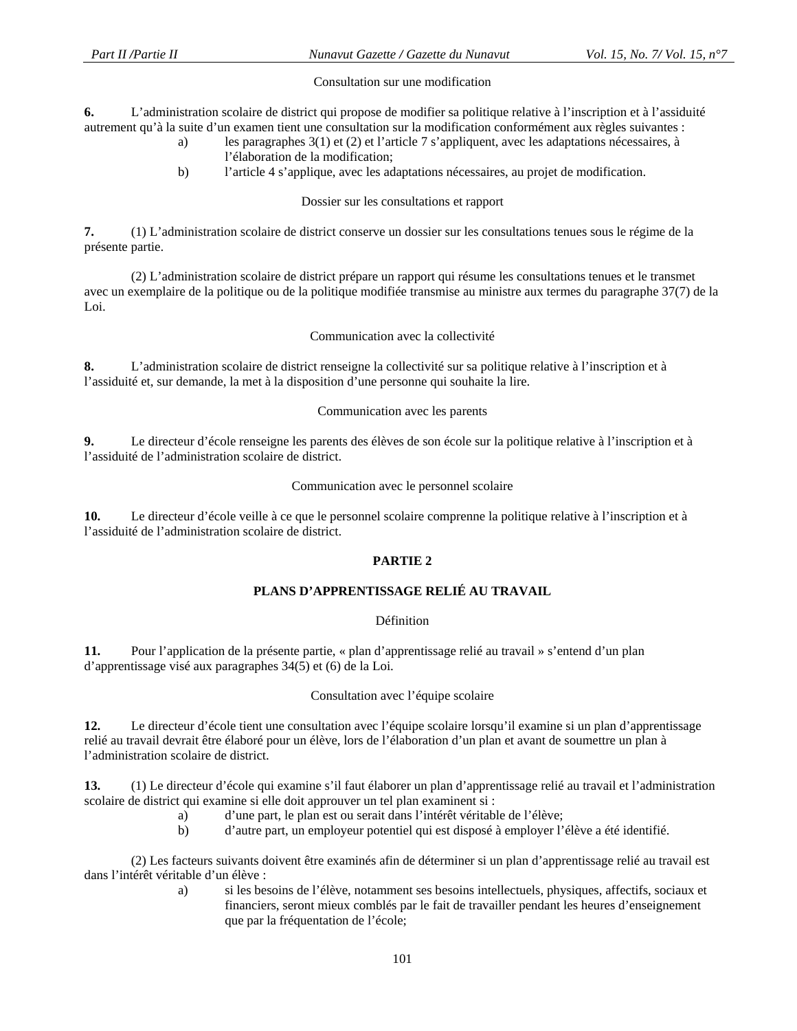Consultation sur une modification

**6.** L'administration scolaire de district qui propose de modifier sa politique relative à l'inscription et à l'assiduité autrement qu'à la suite d'un examen tient une consultation sur la modification conformément aux règles suivantes :

- a) les paragraphes 3(1) et (2) et l'article 7 s'appliquent, avec les adaptations nécessaires, à l'élaboration de la modification;
- b) l'article 4 s'applique, avec les adaptations nécessaires, au projet de modification.

Dossier sur les consultations et rapport

**7.** (1) L'administration scolaire de district conserve un dossier sur les consultations tenues sous le régime de la présente partie.

(2) L'administration scolaire de district prépare un rapport qui résume les consultations tenues et le transmet avec un exemplaire de la politique ou de la politique modifiée transmise au ministre aux termes du paragraphe 37(7) de la Loi.

Communication avec la collectivité

**8.** L'administration scolaire de district renseigne la collectivité sur sa politique relative à l'inscription et à l'assiduité et, sur demande, la met à la disposition d'une personne qui souhaite la lire.

Communication avec les parents

**9.** Le directeur d'école renseigne les parents des élèves de son école sur la politique relative à l'inscription et à l'assiduité de l'administration scolaire de district.

Communication avec le personnel scolaire

**10.** Le directeur d'école veille à ce que le personnel scolaire comprenne la politique relative à l'inscription et à l'assiduité de l'administration scolaire de district.

## PARTIE 2

## PLANS D'APPRENTISSAGE RELIÉ AU TRAVAIL

Définition

**11.** Pour l'application de la présente partie, « plan d'apprentissage relié au travail » s'entend d'un plan d'apprentissage visé aux paragraphes 34(5) et (6) de la Loi.

Consultation avec l'équipe scolaire

**12.** Le directeur d'école tient une consultation avec l'équipe scolaire lorsqu'il examine si un plan d'apprentissage relié au travail devrait être élaboré pour un élève, lors de l'élaboration d'un plan et avant de soumettre un plan à l'administration scolaire de district.

**13.** (1) Le directeur d'école qui examine s'il faut élaborer un plan d'apprentissage relié au travail et l'administration scolaire de district qui examine si elle doit approuver un tel plan examinent si :

- a) d'une part, le plan est ou serait dans l'intérêt véritable de l'élève;
- b) d'autre part, un employeur potentiel qui est disposé à employer l'élève a été identifié.

(2) Les facteurs suivants doivent être examinés afin de déterminer si un plan d'apprentissage relié au travail est dans l'intérêt véritable d'un élève :

- a) si les besoins de l'élève, notamment ses besoins intellectuels, physiques, affectifs, sociaux et financiers, seront mieux comblés par le fait de travailler pendant les heures d'enseignement que par la fréquentation de l'école;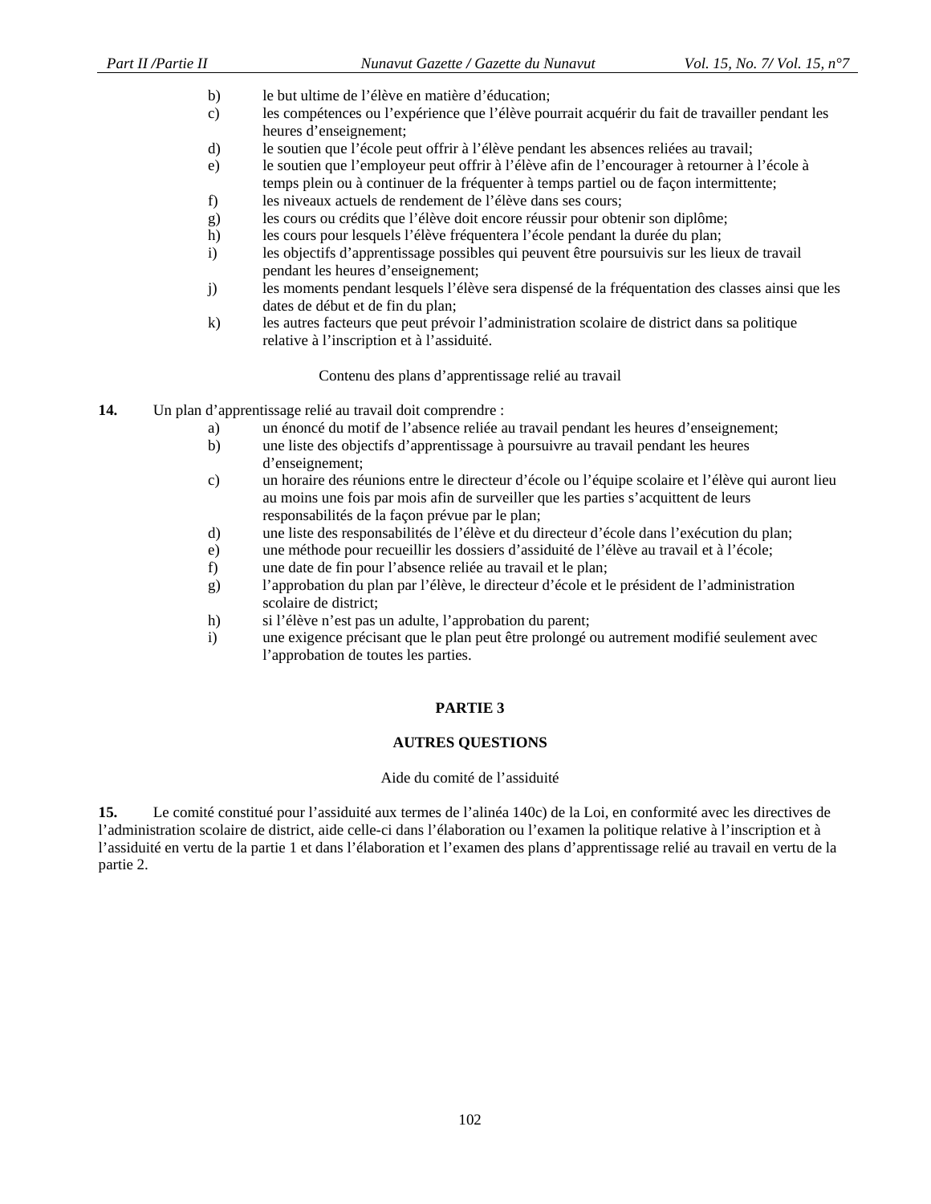b) le but ultime de l'élève en matière d'éducation;
c) les compétences ou l'expérience que l'élève pourrait acquérir du fait de travailler pendant les heures d'enseignement;
d) le soutien que l'école peut offrir à l'élève pendant les absences reliées au travail;
e) le soutien que l'employeur peut offrir à l'élève afin de l'encourager à retourner à l'école à temps plein ou à continuer de la fréquenter à temps partiel ou de façon intermittente;
f) les niveaux actuels de rendement de l'élève dans ses cours;
g) les cours ou crédits que l'élève doit encore réussir pour obtenir son diplôme;
h) les cours pour lesquels l'élève fréquentera l'école pendant la durée du plan;
i) les objectifs d'apprentissage possibles qui peuvent être poursuivis sur les lieux de travail pendant les heures d'enseignement;
j) les moments pendant lesquels l'élève sera dispensé de la fréquentation des classes ainsi que les dates de début et de fin du plan;
k) les autres facteurs que peut prévoir l'administration scolaire de district dans sa politique relative à l'inscription et à l'assiduité.

Contenu des plans d'apprentissage relié au travail

**14.** Un plan d'apprentissage relié au travail doit comprendre :

a) un énoncé du motif de l'absence reliée au travail pendant les heures d'enseignement;
b) une liste des objectifs d'apprentissage à poursuivre au travail pendant les heures d'enseignement;
c) un horaire des réunions entre le directeur d'école ou l'équipe scolaire et l'élève qui auront lieu au moins une fois par mois afin de surveiller que les parties s'acquittent de leurs responsabilités de la façon prévue par le plan;
d) une liste des responsabilités de l'élève et du directeur d'école dans l'exécution du plan;
e) une méthode pour recueillir les dossiers d'assiduité de l'élève au travail et à l'école;
f) une date de fin pour l'absence reliée au travail et le plan;
g) l'approbation du plan par l'élève, le directeur d'école et le président de l'administration scolaire de district;
h) si l'élève n'est pas un adulte, l'approbation du parent;
i) une exigence précisant que le plan peut être prolongé ou autrement modifié seulement avec l'approbation de toutes les parties.

## PARTIE 3

## AUTRES QUESTIONS

Aide du comité de l'assiduité

**15.** Le comité constitué pour l'assiduité aux termes de l'alinéa 140c) de la Loi, en conformité avec les directives de l'administration scolaire de district, aide celle-ci dans l'élaboration ou l'examen la politique relative à l'inscription et à l'assiduité en vertu de la partie 1 et dans l'élaboration et l'examen des plans d'apprentissage relié au travail en vertu de la partie 2.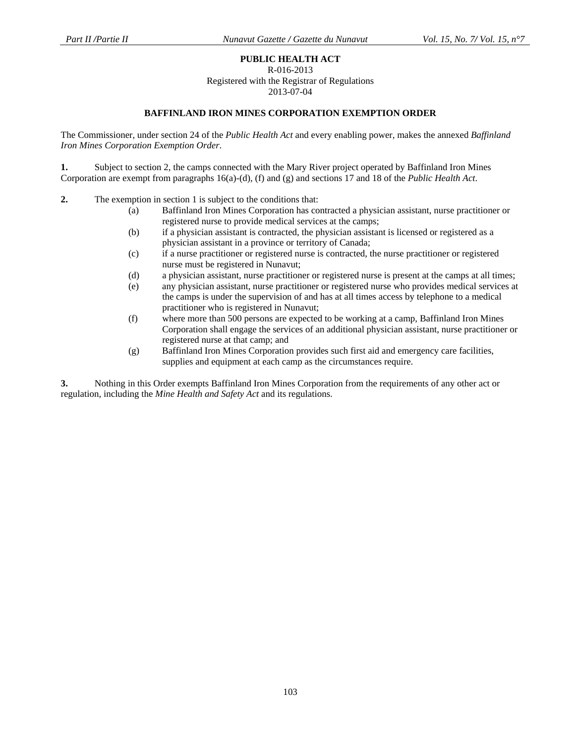**PUBLIC HEALTH ACT**
R-016-2013
Registered with the Registrar of Regulations
2013-07-04

**BAFFINLAND IRON MINES CORPORATION EXEMPTION ORDER**

The Commissioner, under section 24 of the *Public Health Act* and every enabling power, makes the annexed *Baffinland Iron Mines Corporation Exemption Order*.

**1.** Subject to section 2, the camps connected with the Mary River project operated by Baffinland Iron Mines Corporation are exempt from paragraphs 16(a)-(d), (f) and (g) and sections 17 and 18 of the *Public Health Act*.

**2.** The exemption in section 1 is subject to the conditions that:

(a) Baffinland Iron Mines Corporation has contracted a physician assistant, nurse practitioner or registered nurse to provide medical services at the camps;

(b) if a physician assistant is contracted, the physician assistant is licensed or registered as a physician assistant in a province or territory of Canada;

(c) if a nurse practitioner or registered nurse is contracted, the nurse practitioner or registered nurse must be registered in Nunavut;

(d) a physician assistant, nurse practitioner or registered nurse is present at the camps at all times;

(e) any physician assistant, nurse practitioner or registered nurse who provides medical services at the camps is under the supervision of and has at all times access by telephone to a medical practitioner who is registered in Nunavut;

(f) where more than 500 persons are expected to be working at a camp, Baffinland Iron Mines Corporation shall engage the services of an additional physician assistant, nurse practitioner or registered nurse at that camp; and

(g) Baffinland Iron Mines Corporation provides such first aid and emergency care facilities, supplies and equipment at each camp as the circumstances require.

**3.** Nothing in this Order exempts Baffinland Iron Mines Corporation from the requirements of any other act or regulation, including the *Mine Health and Safety Act* and its regulations.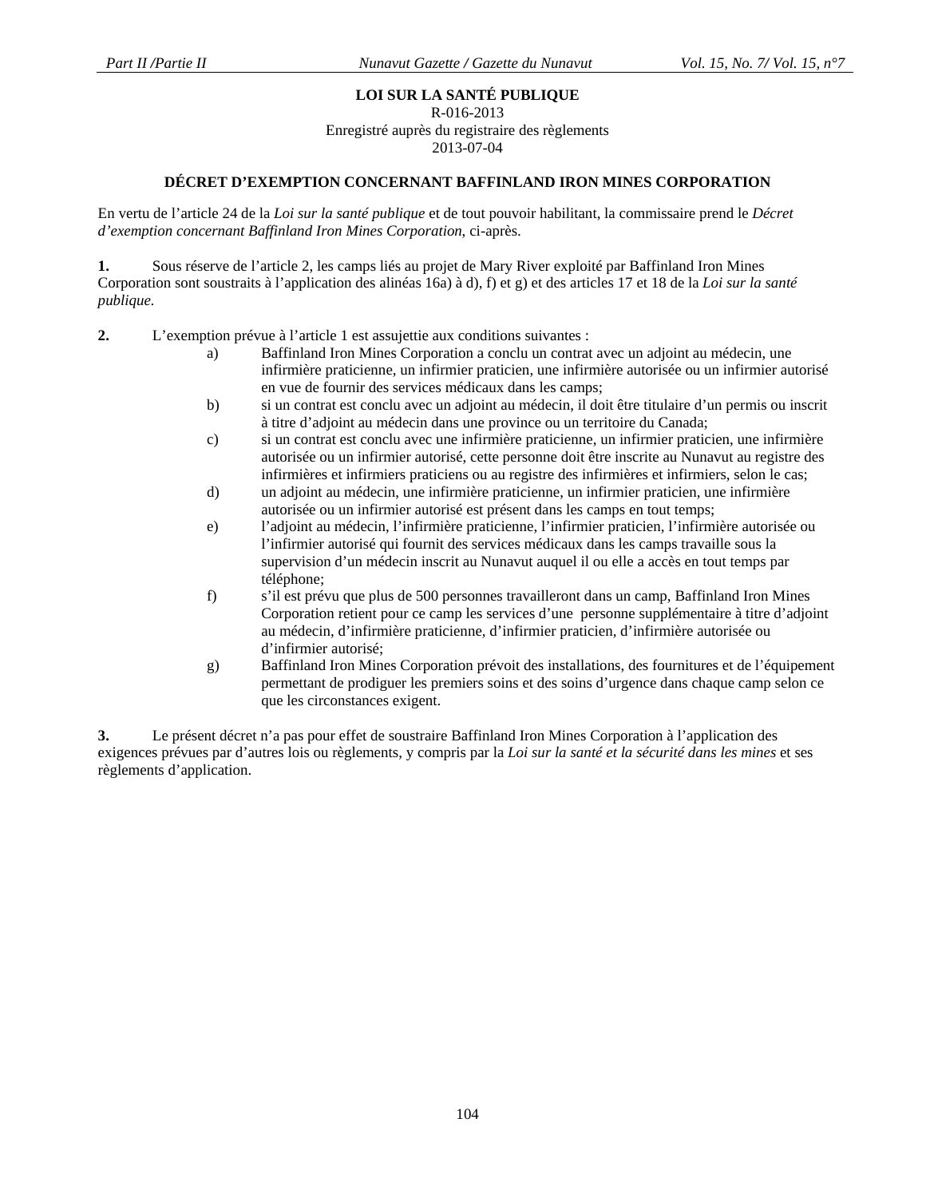**LOI SUR LA SANTÉ PUBLIQUE**
R-016-2013
Enregistré auprès du registraire des règlements
2013-07-04

**DÉCRET D'EXEMPTION CONCERNANT BAFFINLAND IRON MINES CORPORATION**

En vertu de l'article 24 de la *Loi sur la santé publique* et de tout pouvoir habilitant, la commissaire prend le *Décret d'exemption concernant Baffinland Iron Mines Corporation*, ci-après.

**1.** Sous réserve de l'article 2, les camps liés au projet de Mary River exploité par Baffinland Iron Mines Corporation sont soustraits à l'application des alinéas 16a) à d), f) et g) et des articles 17 et 18 de la *Loi sur la santé publique*.

**2.** L'exemption prévue à l'article 1 est assujettie aux conditions suivantes :

a) Baffinland Iron Mines Corporation a conclu un contrat avec un adjoint au médecin, une infirmière praticienne, un infirmier praticien, une infirmière autorisée ou un infirmier autorisé en vue de fournir des services médicaux dans les camps;

b) si un contrat est conclu avec un adjoint au médecin, il doit être titulaire d'un permis ou inscrit à titre d'adjoint au médecin dans une province ou un territoire du Canada;

c) si un contrat est conclu avec une infirmière praticienne, un infirmier praticien, une infirmière autorisée ou un infirmier autorisé, cette personne doit être inscrite au Nunavut au registre des infirmières et infirmiers praticiens ou au registre des infirmières et infirmiers, selon le cas;

d) un adjoint au médecin, une infirmière praticienne, un infirmier praticien, une infirmière autorisée ou un infirmier autorisé est présent dans les camps en tout temps;

e) l'adjoint au médecin, l'infirmière praticienne, l'infirmier praticien, l'infirmière autorisée ou l'infirmier autorisé qui fournit des services médicaux dans les camps travaille sous la supervision d'un médecin inscrit au Nunavut auquel il ou elle a accès en tout temps par téléphone;

f) s'il est prévu que plus de 500 personnes travailleront dans un camp, Baffinland Iron Mines Corporation retient pour ce camp les services d'une personne supplémentaire à titre d'adjoint au médecin, d'infirmière praticienne, d'infirmier praticien, d'infirmière autorisée ou d'infirmier autorisé;

g) Baffinland Iron Mines Corporation prévoit des installations, des fournitures et de l'équipement permettant de prodiguer les premiers soins et des soins d'urgence dans chaque camp selon ce que les circonstances exigent.

**3.** Le présent décret n'a pas pour effet de soustraire Baffinland Iron Mines Corporation à l'application des exigences prévues par d'autres lois ou règlements, y compris par la *Loi sur la santé et la sécurité dans les mines* et ses règlements d'application.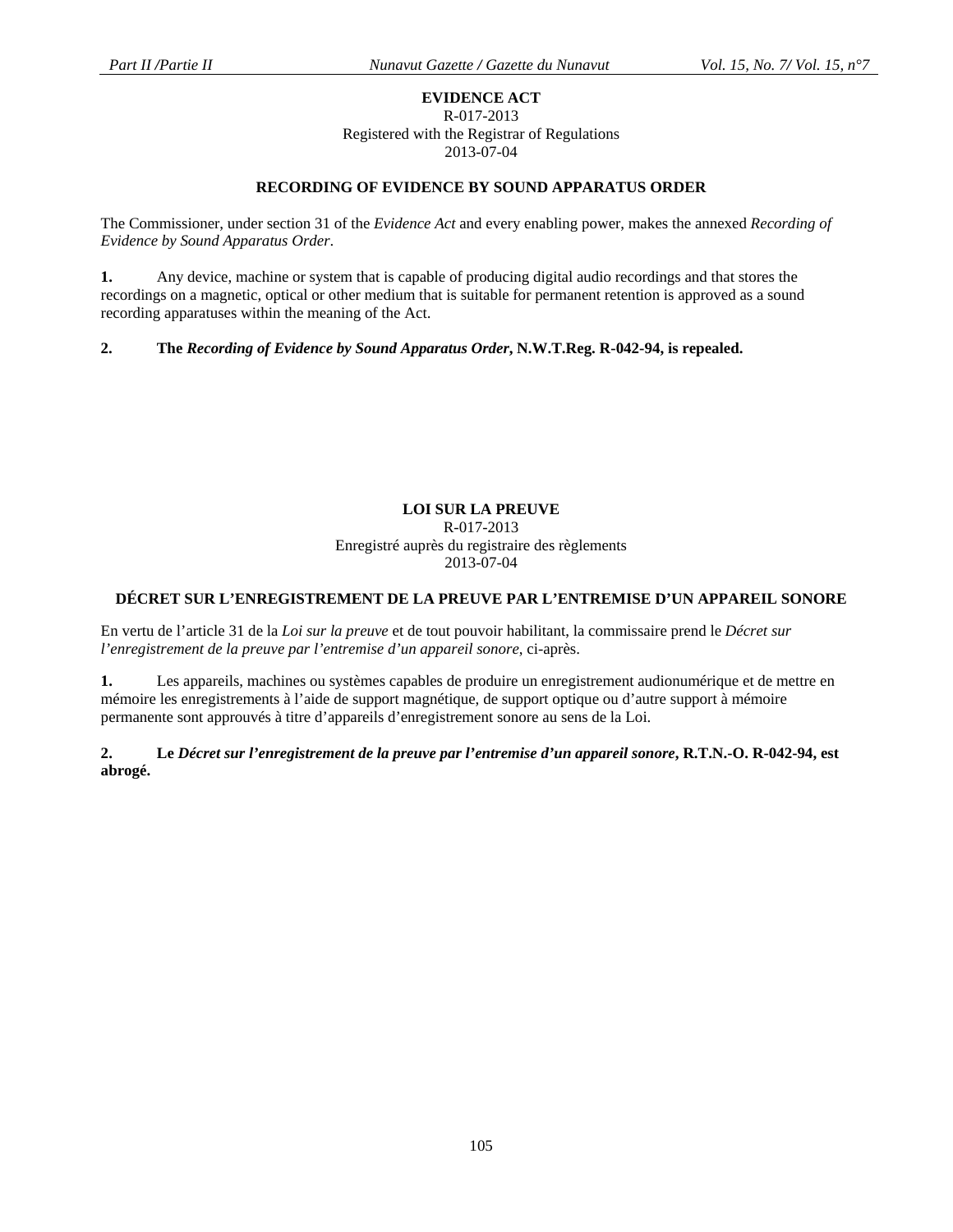**EVIDENCE ACT**
R-017-2013
Registered with the Registrar of Regulations
2013-07-04

**RECORDING OF EVIDENCE BY SOUND APPARATUS ORDER**

The Commissioner, under section 31 of the *Evidence Act* and every enabling power, makes the annexed *Recording of Evidence by Sound Apparatus Order*.

**1.** Any device, machine or system that is capable of producing digital audio recordings and that stores the recordings on a magnetic, optical or other medium that is suitable for permanent retention is approved as a sound recording apparatuses within the meaning of the Act.

**2. The *Recording of Evidence by Sound Apparatus Order*, N.W.T.Reg. R-042-94, is repealed.**

**LOI SUR LA PREUVE**
R-017-2013
Enregistré auprès du registraire des règlements
2013-07-04

**DÉCRET SUR L'ENREGISTREMENT DE LA PREUVE PAR L'ENTREMISE D'UN APPAREIL SONORE**

En vertu de l'article 31 de la *Loi sur la preuve* et de tout pouvoir habilitant, la commissaire prend le *Décret sur l'enregistrement de la preuve par l'entremise d'un appareil sonore*, ci-après.

**1.** Les appareils, machines ou systèmes capables de produire un enregistrement audionumérique et de mettre en mémoire les enregistrements à l'aide de support magnétique, de support optique ou d'autre support à mémoire permanente sont approuvés à titre d'appareils d'enregistrement sonore au sens de la Loi.

**2. Le *Décret sur l'enregistrement de la preuve par l'entremise d'un appareil sonore*, R.T.N.-O. R-042-94, est abrogé.**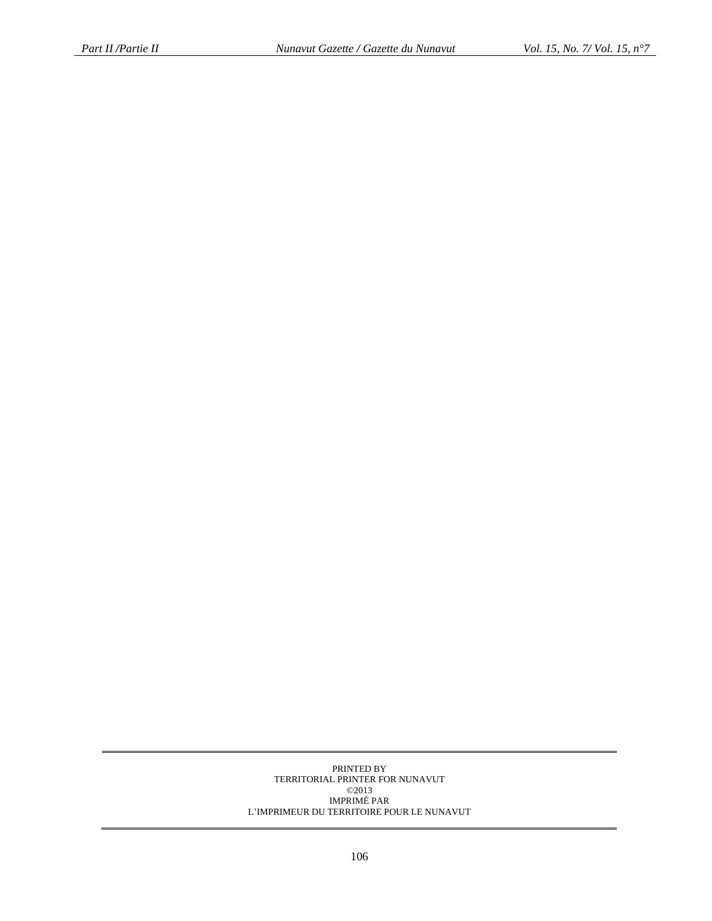PRINTED BY
TERRITORIAL PRINTER FOR NUNAVUT
©2013
IMPRIMÉ PAR
L'IMPRIMEUR DU TERRITOIRE POUR LE NUNAVUT